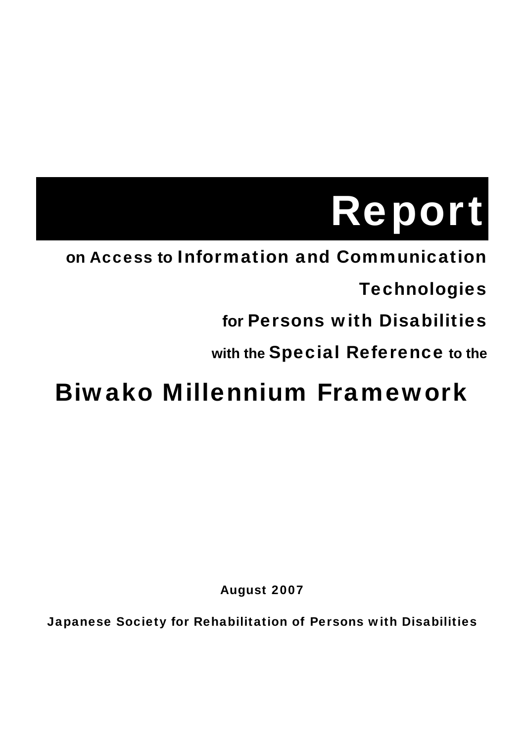# Report

## on Access to Information and Communication Technologies for Persons with Disabilities with the Special Reference to the

# Biwako Millennium Framework

**August 2007**

**Japanese Society for Rehabilitation of Persons with Disabilities**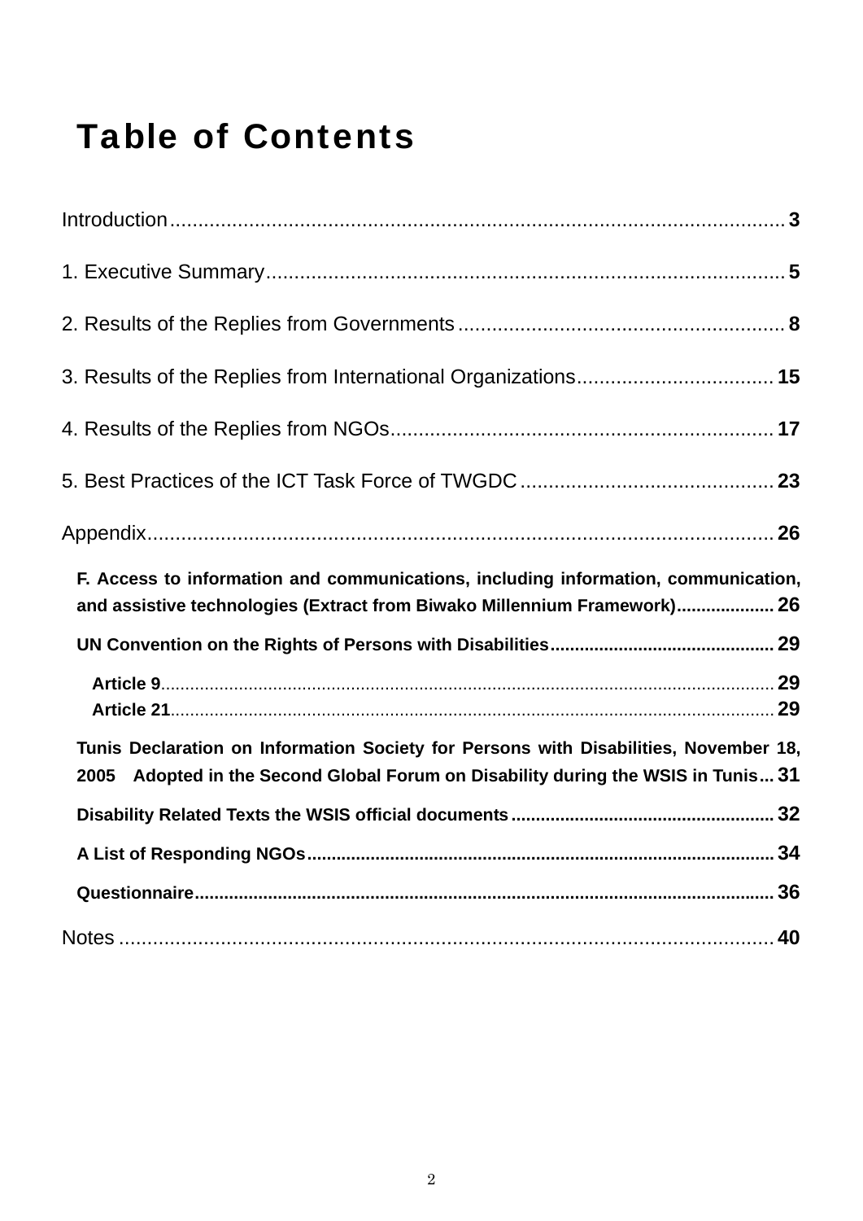# Table of Contents

Introduction........................................................................................................3

1. Executive Summary..........................................................................................5

2. Results of the Replies from Governments ..........................................................8

3. Results of the Replies from International Organizations...................................15

4. Results of the Replies from NGOs...................................................................17

5. Best Practices of the ICT Task Force of TWGDC .............................................23

Appendix.............................................................................................................26

**F. Access to information and communications, including information, communication, and assistive technologies (Extract from Biwako Millennium Framework)....................26**

**UN Convention on the Rights of Persons with Disabilities.............................................29**

**Article 9**..........................................................................................................29

**Article 21**........................................................................................................29

**Tunis Declaration on Information Society for Persons with Disabilities, November 18, 2005 Adopted in the Second Global Forum on Disability during the WSIS in Tunis...31**

**Disability Related Texts the WSIS official documents.....................................................32**

**A List of Responding NGOs..............................................................................................34**

**Questionnaire....................................................................................................................36**

Notes ..................................................................................................................40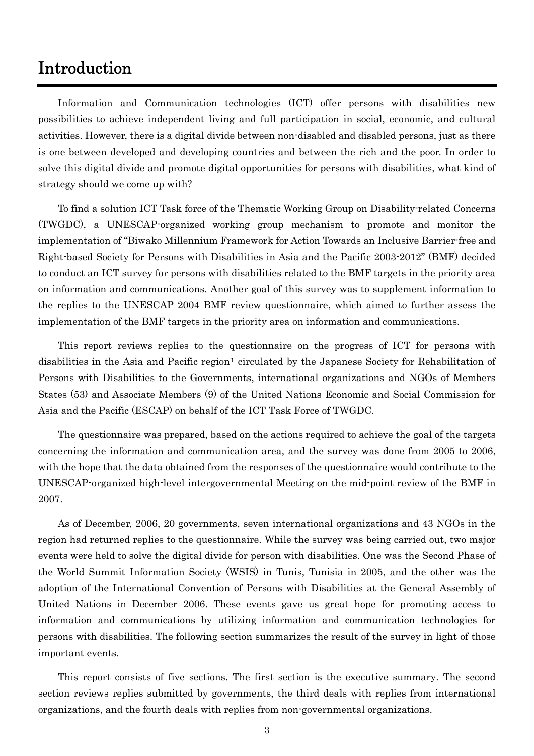# Introduction

Information and Communication technologies (ICT) offer persons with disabilities new possibilities to achieve independent living and full participation in social, economic, and cultural activities. However, there is a digital divide between non-disabled and disabled persons, just as there is one between developed and developing countries and between the rich and the poor. In order to solve this digital divide and promote digital opportunities for persons with disabilities, what kind of strategy should we come up with?

To find a solution ICT Task force of the Thematic Working Group on Disability-related Concerns (TWGDC), a UNESCAP-organized working group mechanism to promote and monitor the implementation of "Biwako Millennium Framework for Action Towards an Inclusive Barrier-free and Right-based Society for Persons with Disabilities in Asia and the Pacific 2003-2012" (BMF) decided to conduct an ICT survey for persons with disabilities related to the BMF targets in the priority area on information and communications. Another goal of this survey was to supplement information to the replies to the UNESCAP 2004 BMF review questionnaire, which aimed to further assess the implementation of the BMF targets in the priority area on information and communications.

This report reviews replies to the questionnaire on the progress of ICT for persons with disabilities in the Asia and Pacific region[1] circulated by the Japanese Society for Rehabilitation of Persons with Disabilities to the Governments, international organizations and NGOs of Members States (53) and Associate Members (9) of the United Nations Economic and Social Commission for Asia and the Pacific (ESCAP) on behalf of the ICT Task Force of TWGDC.

The questionnaire was prepared, based on the actions required to achieve the goal of the targets concerning the information and communication area, and the survey was done from 2005 to 2006, with the hope that the data obtained from the responses of the questionnaire would contribute to the UNESCAP-organized high-level intergovernmental Meeting on the mid-point review of the BMF in 2007.

As of December, 2006, 20 governments, seven international organizations and 43 NGOs in the region had returned replies to the questionnaire. While the survey was being carried out, two major events were held to solve the digital divide for person with disabilities. One was the Second Phase of the World Summit Information Society (WSIS) in Tunis, Tunisia in 2005, and the other was the adoption of the International Convention of Persons with Disabilities at the General Assembly of United Nations in December 2006. These events gave us great hope for promoting access to information and communications by utilizing information and communication technologies for persons with disabilities. The following section summarizes the result of the survey in light of those important events.

This report consists of five sections. The first section is the executive summary. The second section reviews replies submitted by governments, the third deals with replies from international organizations, and the fourth deals with replies from non-governmental organizations.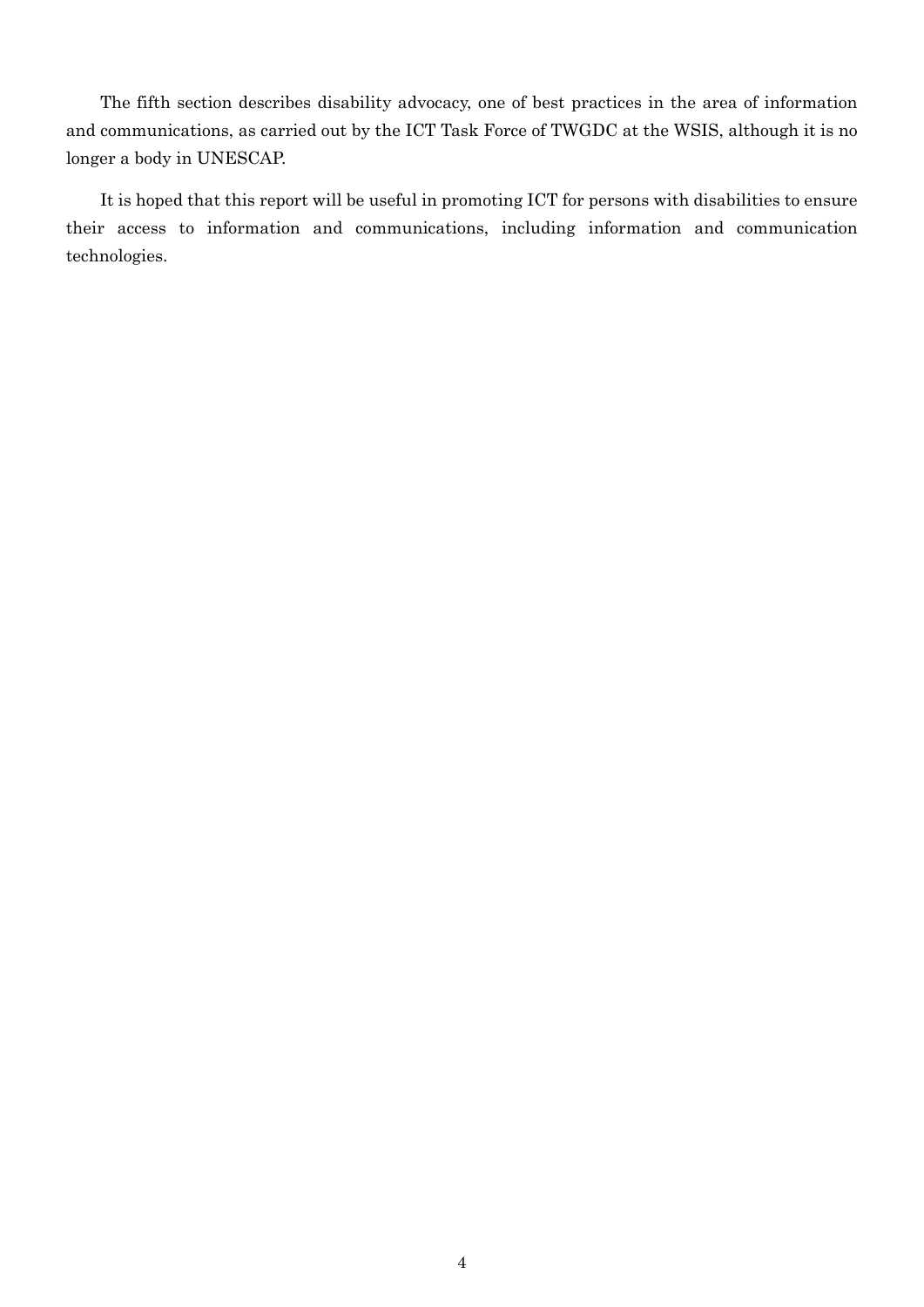The fifth section describes disability advocacy, one of best practices in the area of information and communications, as carried out by the ICT Task Force of TWGDC at the WSIS, although it is no longer a body in UNESCAP.

It is hoped that this report will be useful in promoting ICT for persons with disabilities to ensure their access to information and communications, including information and communication technologies.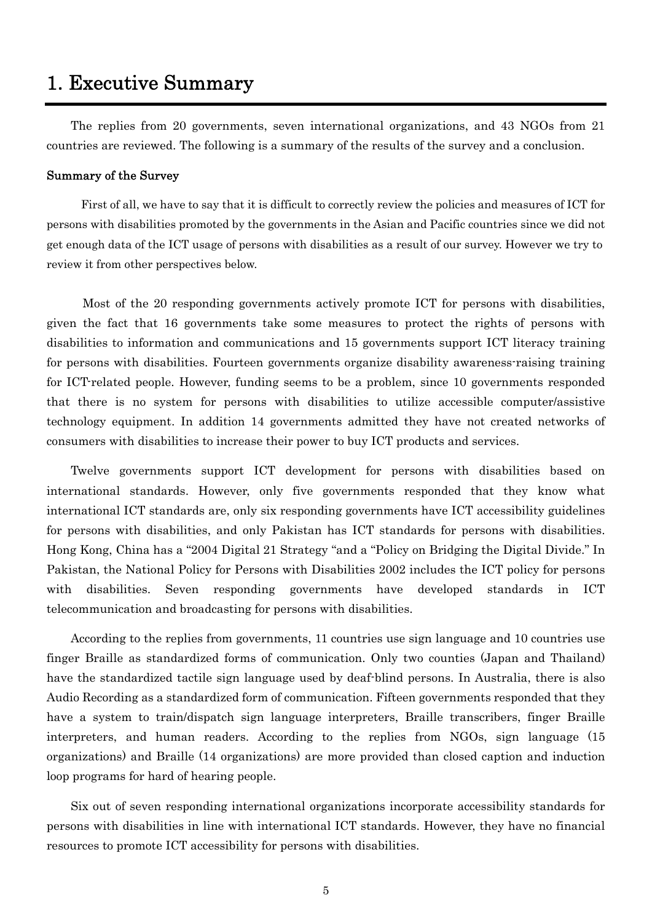# 1. Executive Summary

The replies from 20 governments, seven international organizations, and 43 NGOs from 21 countries are reviewed. The following is a summary of the results of the survey and a conclusion.

**Summary of the Survey**

First of all, we have to say that it is difficult to correctly review the policies and measures of ICT for persons with disabilities promoted by the governments in the Asian and Pacific countries since we did not get enough data of the ICT usage of persons with disabilities as a result of our survey. However we try to review it from other perspectives below.

Most of the 20 responding governments actively promote ICT for persons with disabilities, given the fact that 16 governments take some measures to protect the rights of persons with disabilities to information and communications and 15 governments support ICT literacy training for persons with disabilities. Fourteen governments organize disability awareness-raising training for ICT-related people. However, funding seems to be a problem, since 10 governments responded that there is no system for persons with disabilities to utilize accessible computer/assistive technology equipment. In addition 14 governments admitted they have not created networks of consumers with disabilities to increase their power to buy ICT products and services.

Twelve governments support ICT development for persons with disabilities based on international standards. However, only five governments responded that they know what international ICT standards are, only six responding governments have ICT accessibility guidelines for persons with disabilities, and only Pakistan has ICT standards for persons with disabilities. Hong Kong, China has a "2004 Digital 21 Strategy "and a "Policy on Bridging the Digital Divide." In Pakistan, the National Policy for Persons with Disabilities 2002 includes the ICT policy for persons with disabilities. Seven responding governments have developed standards in ICT telecommunication and broadcasting for persons with disabilities.

According to the replies from governments, 11 countries use sign language and 10 countries use finger Braille as standardized forms of communication. Only two counties (Japan and Thailand) have the standardized tactile sign language used by deaf-blind persons. In Australia, there is also Audio Recording as a standardized form of communication. Fifteen governments responded that they have a system to train/dispatch sign language interpreters, Braille transcribers, finger Braille interpreters, and human readers. According to the replies from NGOs, sign language (15 organizations) and Braille (14 organizations) are more provided than closed caption and induction loop programs for hard of hearing people.

Six out of seven responding international organizations incorporate accessibility standards for persons with disabilities in line with international ICT standards. However, they have no financial resources to promote ICT accessibility for persons with disabilities.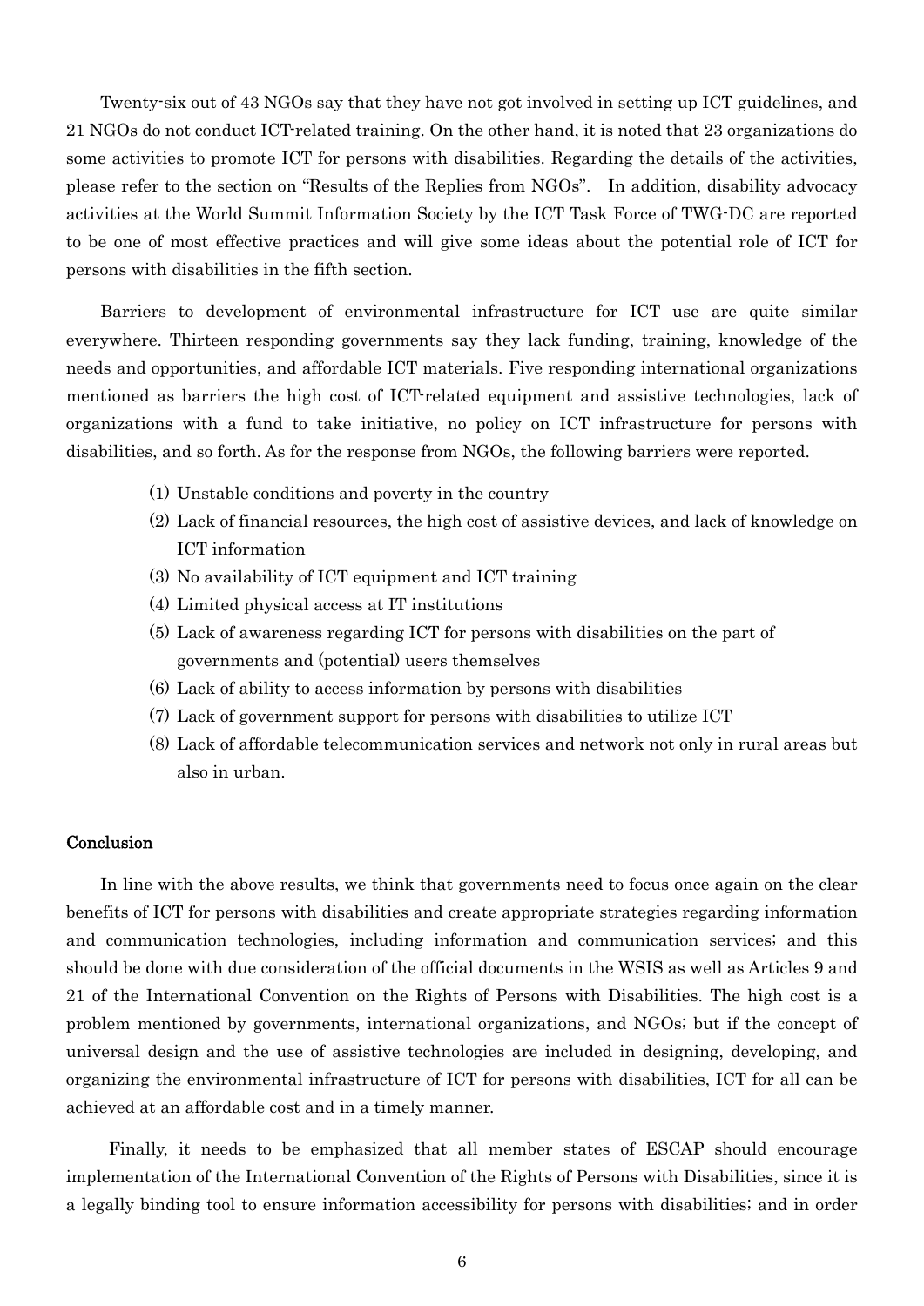Twenty-six out of 43 NGOs say that they have not got involved in setting up ICT guidelines, and 21 NGOs do not conduct ICT-related training. On the other hand, it is noted that 23 organizations do some activities to promote ICT for persons with disabilities. Regarding the details of the activities, please refer to the section on "Results of the Replies from NGOs". In addition, disability advocacy activities at the World Summit Information Society by the ICT Task Force of TWG-DC are reported to be one of most effective practices and will give some ideas about the potential role of ICT for persons with disabilities in the fifth section.

Barriers to development of environmental infrastructure for ICT use are quite similar everywhere. Thirteen responding governments say they lack funding, training, knowledge of the needs and opportunities, and affordable ICT materials. Five responding international organizations mentioned as barriers the high cost of ICT-related equipment and assistive technologies, lack of organizations with a fund to take initiative, no policy on ICT infrastructure for persons with disabilities, and so forth. As for the response from NGOs, the following barriers were reported.

(1) Unstable conditions and poverty in the country
(2) Lack of financial resources, the high cost of assistive devices, and lack of knowledge on ICT information
(3) No availability of ICT equipment and ICT training
(4) Limited physical access at IT institutions
(5) Lack of awareness regarding ICT for persons with disabilities on the part of governments and (potential) users themselves
(6) Lack of ability to access information by persons with disabilities
(7) Lack of government support for persons with disabilities to utilize ICT
(8) Lack of affordable telecommunication services and network not only in rural areas but also in urban.

## Conclusion

In line with the above results, we think that governments need to focus once again on the clear benefits of ICT for persons with disabilities and create appropriate strategies regarding information and communication technologies, including information and communication services; and this should be done with due consideration of the official documents in the WSIS as well as Articles 9 and 21 of the International Convention on the Rights of Persons with Disabilities. The high cost is a problem mentioned by governments, international organizations, and NGOs; but if the concept of universal design and the use of assistive technologies are included in designing, developing, and organizing the environmental infrastructure of ICT for persons with disabilities, ICT for all can be achieved at an affordable cost and in a timely manner.

Finally, it needs to be emphasized that all member states of ESCAP should encourage implementation of the International Convention of the Rights of Persons with Disabilities, since it is a legally binding tool to ensure information accessibility for persons with disabilities; and in order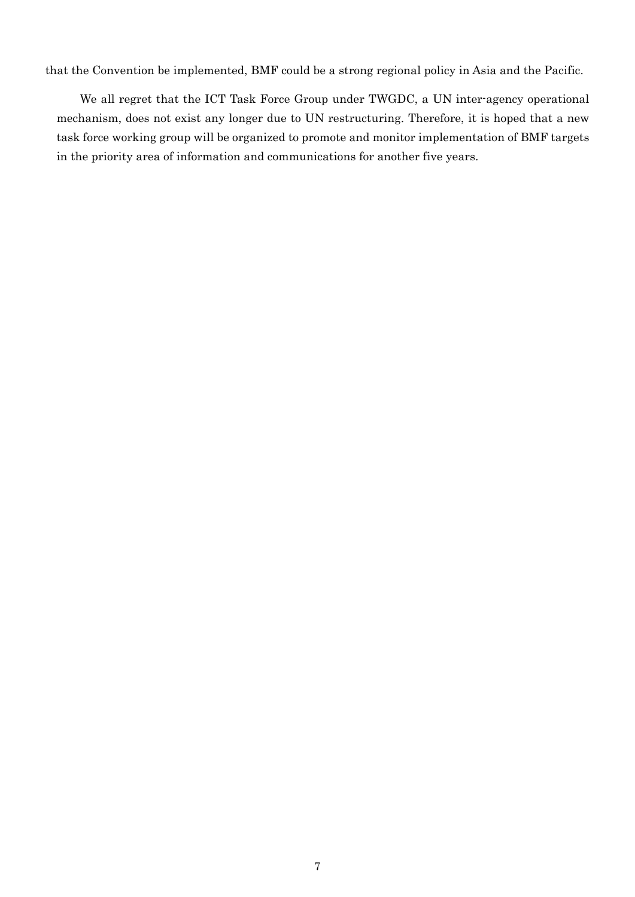that the Convention be implemented, BMF could be a strong regional policy in Asia and the Pacific.

We all regret that the ICT Task Force Group under TWGDC, a UN inter-agency operational mechanism, does not exist any longer due to UN restructuring. Therefore, it is hoped that a new task force working group will be organized to promote and monitor implementation of BMF targets in the priority area of information and communications for another five years.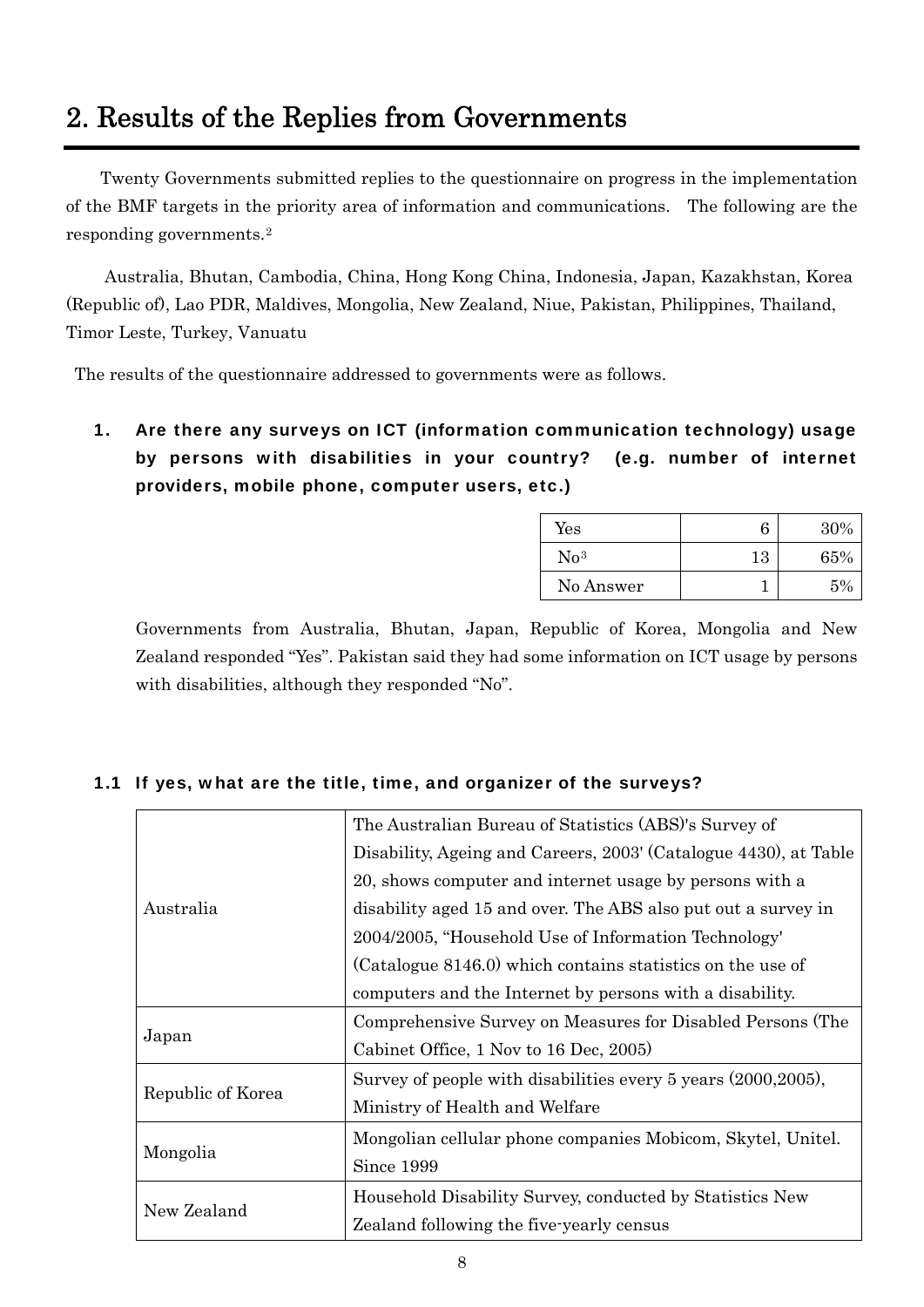# 2. Results of the Replies from Governments

Twenty Governments submitted replies to the questionnaire on progress in the implementation of the BMF targets in the priority area of information and communications. The following are the responding governments.[2]

Australia, Bhutan, Cambodia, China, Hong Kong China, Indonesia, Japan, Kazakhstan, Korea (Republic of), Lao PDR, Maldives, Mongolia, New Zealand, Niue, Pakistan, Philippines, Thailand, Timor Leste, Turkey, Vanuatu

The results of the questionnaire addressed to governments were as follows.

### 1. Are there any surveys on ICT (information communication technology) usage by persons with disabilities in your country? (e.g. number of internet providers, mobile phone, computer users, etc.)

| | | |
|---|---|---|
| Yes | 6 | 30% |
| No[3] | 13 | 65% |
| No Answer | 1 | 5% |

Governments from Australia, Bhutan, Japan, Republic of Korea, Mongolia and New Zealand responded "Yes". Pakistan said they had some information on ICT usage by persons with disabilities, although they responded "No".

#### 1.1 If yes, what are the title, time, and organizer of the surveys?

| | |
|---|---|
| Australia | The Australian Bureau of Statistics (ABS)'s Survey of Disability, Ageing and Careers, 2003' (Catalogue 4430), at Table 20, shows computer and internet usage by persons with a disability aged 15 and over. The ABS also put out a survey in 2004/2005, "Household Use of Information Technology' (Catalogue 8146.0) which contains statistics on the use of computers and the Internet by persons with a disability. |
| Japan | Comprehensive Survey on Measures for Disabled Persons (The Cabinet Office, 1 Nov to 16 Dec, 2005) |
| Republic of Korea | Survey of people with disabilities every 5 years (2000,2005), Ministry of Health and Welfare |
| Mongolia | Mongolian cellular phone companies Mobicom, Skytel, Unitel. Since 1999 |
| New Zealand | Household Disability Survey, conducted by Statistics New Zealand following the five-yearly census |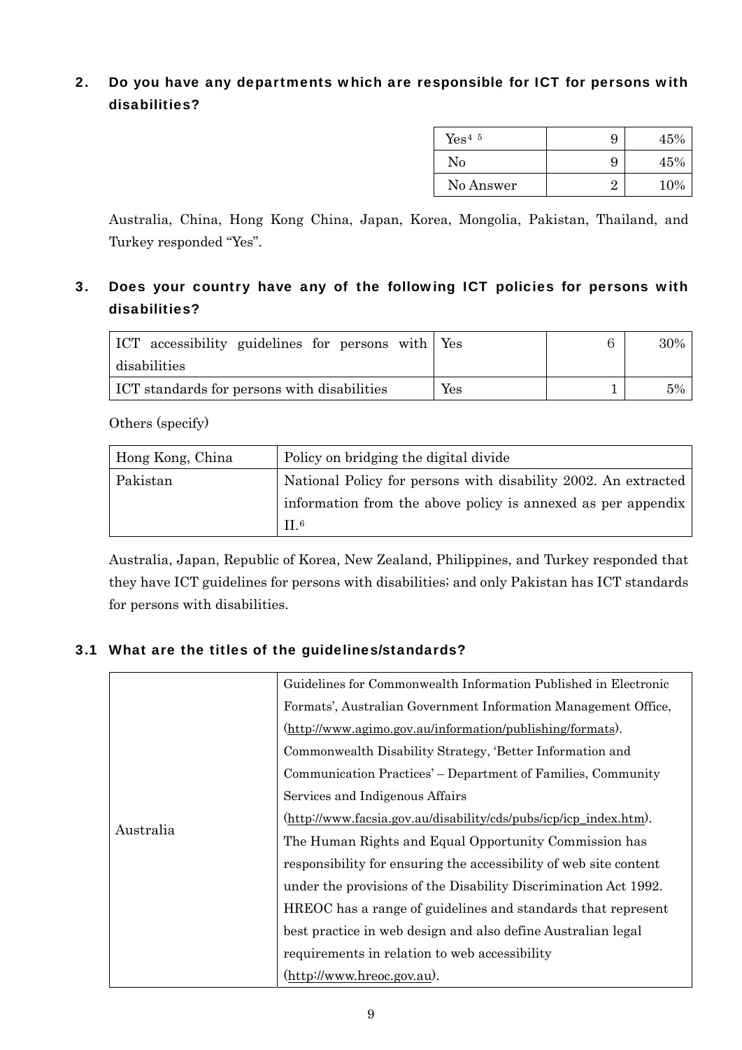## 2. Do you have any departments which are responsible for ICT for persons with disabilities?

| Yes[4] [5] | 9 | 45% |
|---|---|---|
| No | 9 | 45% |
| No Answer | 2 | 10% |

Australia, China, Hong Kong China, Japan, Korea, Mongolia, Pakistan, Thailand, and Turkey responded "Yes".

## 3. Does your country have any of the following ICT policies for persons with disabilities?

| ICT accessibility guidelines for persons with disabilities | Yes | 6 | 30% |
|---|---|---|---|
| ICT standards for persons with disabilities | Yes | 1 | 5% |

Others (specify)

| Hong Kong, China | Policy on bridging the digital divide |
|---|---|
| Pakistan | National Policy for persons with disability 2002. An extracted information from the above policy is annexed as per appendix II.[6] |

Australia, Japan, Republic of Korea, New Zealand, Philippines, and Turkey responded that they have ICT guidelines for persons with disabilities; and only Pakistan has ICT standards for persons with disabilities.

### 3.1 What are the titles of the guidelines/standards?

| Australia | Guidelines for Commonwealth Information Published in Electronic Formats', Australian Government Information Management Office, (http://www.agimo.gov.au/information/publishing/formats). Commonwealth Disability Strategy, 'Better Information and Communication Practices' – Department of Families, Community Services and Indigenous Affairs (http://www.facsia.gov.au/disability/cds/pubs/icp/icp_index.htm). The Human Rights and Equal Opportunity Commission has responsibility for ensuring the accessibility of web site content under the provisions of the Disability Discrimination Act 1992. HREOC has a range of guidelines and standards that represent best practice in web design and also define Australian legal requirements in relation to web accessibility (http://www.hreoc.gov.au). |
|---|---|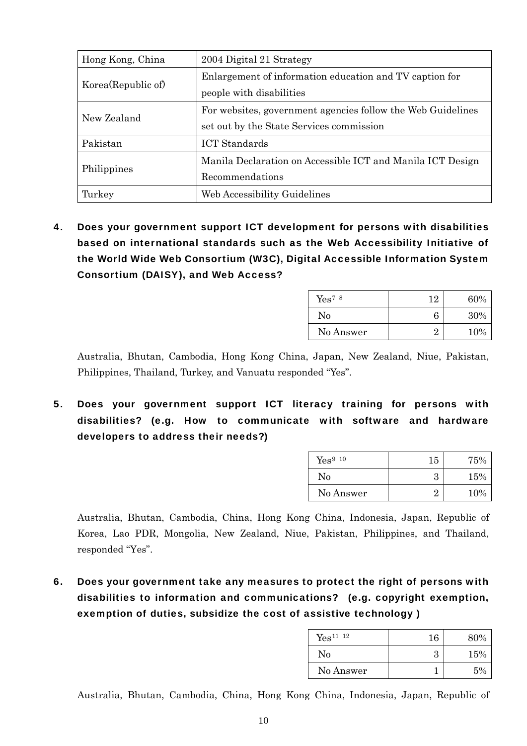| Hong Kong, China | 2004 Digital 21 Strategy |
|---|---|
| Korea(Republic of) | Enlargement of information education and TV caption for people with disabilities |
| New Zealand | For websites, government agencies follow the Web Guidelines set out by the State Services commission |
| Pakistan | ICT Standards |
| Philippines | Manila Declaration on Accessible ICT and Manila ICT Design Recommendations |
| Turkey | Web Accessibility Guidelines |

**4. Does your government support ICT development for persons with disabilities based on international standards such as the Web Accessibility Initiative of the World Wide Web Consortium (W3C), Digital Accessible Information System Consortium (DAISY), and Web Access?**

| Yes[7 8] | 12 | 60% |
|---|---|---|
| No | 6 | 30% |
| No Answer | 2 | 10% |

Australia, Bhutan, Cambodia, Hong Kong China, Japan, New Zealand, Niue, Pakistan, Philippines, Thailand, Turkey, and Vanuatu responded "Yes".

**5. Does your government support ICT literacy training for persons with disabilities? (e.g. How to communicate with software and hardware developers to address their needs?)**

| Yes[9 10] | 15 | 75% |
|---|---|---|
| No | 3 | 15% |
| No Answer | 2 | 10% |

Australia, Bhutan, Cambodia, China, Hong Kong China, Indonesia, Japan, Republic of Korea, Lao PDR, Mongolia, New Zealand, Niue, Pakistan, Philippines, and Thailand, responded "Yes".

**6. Does your government take any measures to protect the right of persons with disabilities to information and communications? (e.g. copyright exemption, exemption of duties, subsidize the cost of assistive technology )**

| Yes[11 12] | 16 | 80% |
|---|---|---|
| No | 3 | 15% |
| No Answer | 1 | 5% |

Australia, Bhutan, Cambodia, China, Hong Kong China, Indonesia, Japan, Republic of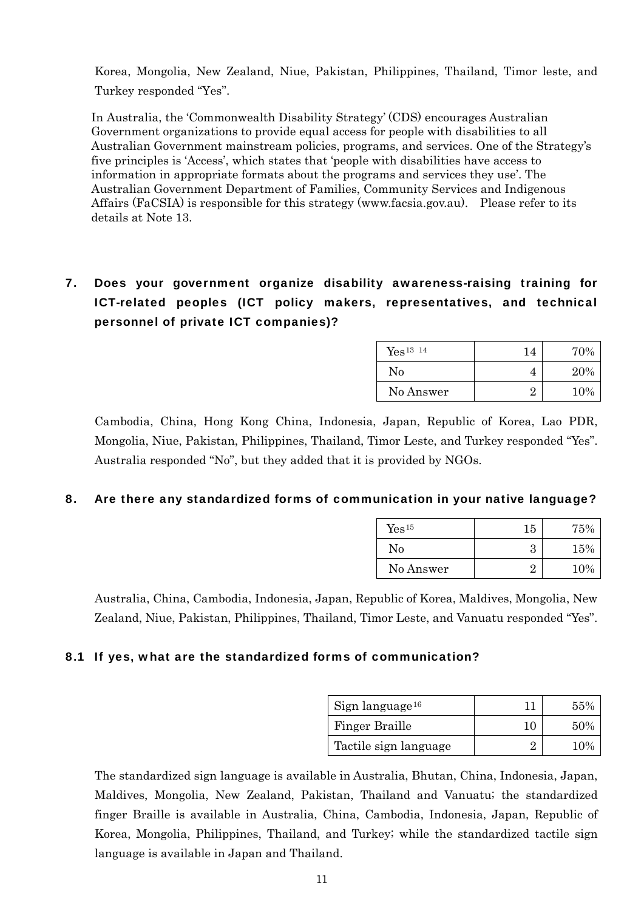Korea, Mongolia, New Zealand, Niue, Pakistan, Philippines, Thailand, Timor leste, and Turkey responded "Yes".

In Australia, the 'Commonwealth Disability Strategy' (CDS) encourages Australian Government organizations to provide equal access for people with disabilities to all Australian Government mainstream policies, programs, and services. One of the Strategy's five principles is 'Access', which states that 'people with disabilities have access to information in appropriate formats about the programs and services they use'. The Australian Government Department of Families, Community Services and Indigenous Affairs (FaCSIA) is responsible for this strategy (www.facsia.gov.au). Please refer to its details at Note 13.

## 7. Does your government organize disability awareness-raising training for ICT-related peoples (ICT policy makers, representatives, and technical personnel of private ICT companies)?

| | | |
|---|---|---|
| Yes[13 14] | 14 | 70% |
| No | 4 | 20% |
| No Answer | 2 | 10% |

Cambodia, China, Hong Kong China, Indonesia, Japan, Republic of Korea, Lao PDR, Mongolia, Niue, Pakistan, Philippines, Thailand, Timor Leste, and Turkey responded "Yes". Australia responded "No", but they added that it is provided by NGOs.

## 8. Are there any standardized forms of communication in your native language?

| | | |
|---|---|---|
| Yes[15] | 15 | 75% |
| No | 3 | 15% |
| No Answer | 2 | 10% |

Australia, China, Cambodia, Indonesia, Japan, Republic of Korea, Maldives, Mongolia, New Zealand, Niue, Pakistan, Philippines, Thailand, Timor Leste, and Vanuatu responded "Yes".

### 8.1 If yes, what are the standardized forms of communication?

| | | |
|---|---|---|
| Sign language[16] | 11 | 55% |
| Finger Braille | 10 | 50% |
| Tactile sign language | 2 | 10% |

The standardized sign language is available in Australia, Bhutan, China, Indonesia, Japan, Maldives, Mongolia, New Zealand, Pakistan, Thailand and Vanuatu; the standardized finger Braille is available in Australia, China, Cambodia, Indonesia, Japan, Republic of Korea, Mongolia, Philippines, Thailand, and Turkey; while the standardized tactile sign language is available in Japan and Thailand.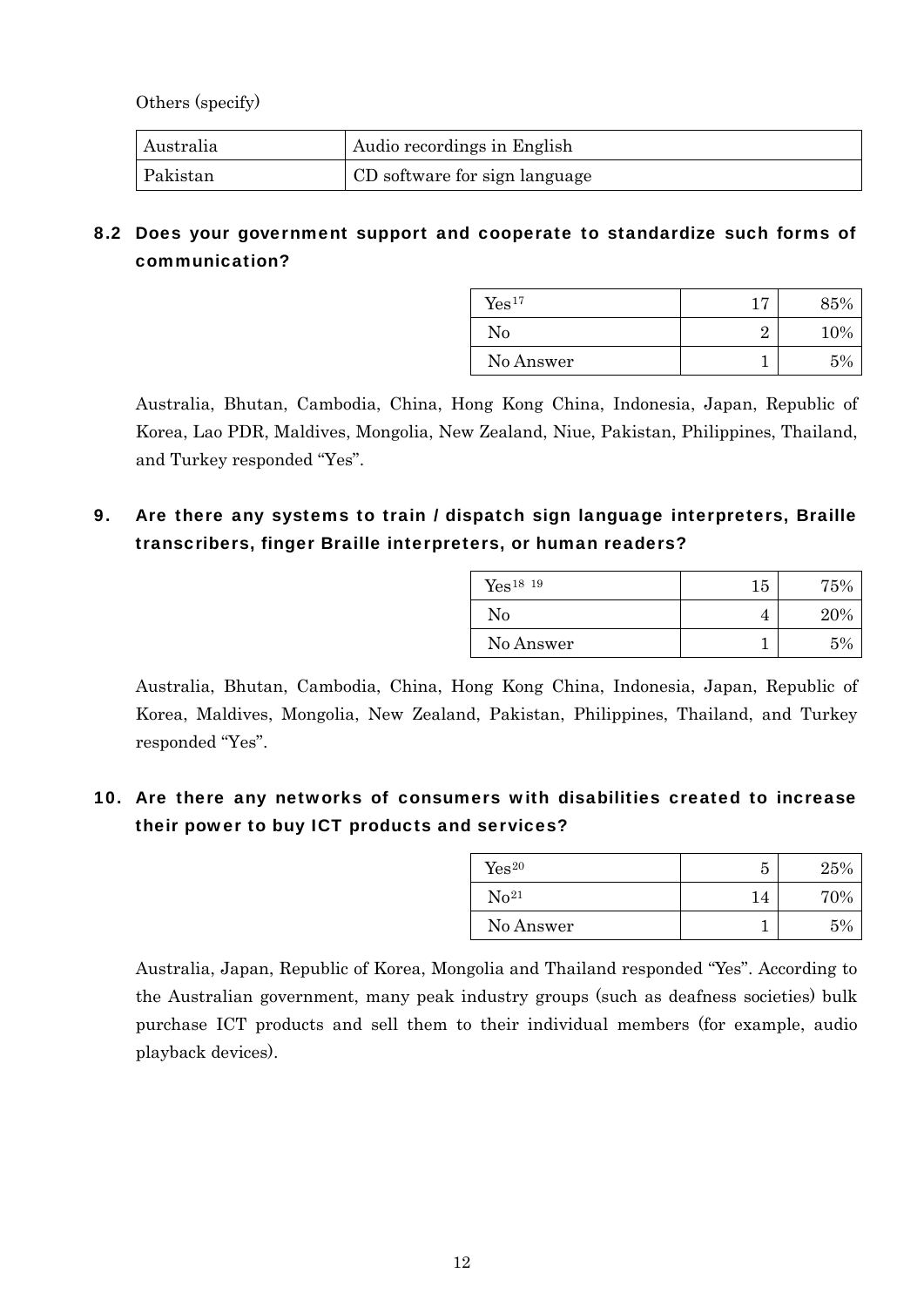Others (specify)

| Australia | Audio recordings in English |
|---|---|
| Pakistan | CD software for sign language |

## 8.2 Does your government support and cooperate to standardize such forms of communication?

| Yes[17] | 17 | 85% |
|---|---|---|
| No | 2 | 10% |
| No Answer | 1 | 5% |

Australia, Bhutan, Cambodia, China, Hong Kong China, Indonesia, Japan, Republic of Korea, Lao PDR, Maldives, Mongolia, New Zealand, Niue, Pakistan, Philippines, Thailand, and Turkey responded "Yes".

## 9. Are there any systems to train / dispatch sign language interpreters, Braille transcribers, finger Braille interpreters, or human readers?

| Yes[18 19] | 15 | 75% |
|---|---|---|
| No | 4 | 20% |
| No Answer | 1 | 5% |

Australia, Bhutan, Cambodia, China, Hong Kong China, Indonesia, Japan, Republic of Korea, Maldives, Mongolia, New Zealand, Pakistan, Philippines, Thailand, and Turkey responded "Yes".

## 10. Are there any networks of consumers with disabilities created to increase their power to buy ICT products and services?

| Yes[20] | 5 | 25% |
|---|---|---|
| No[21] | 14 | 70% |
| No Answer | 1 | 5% |

Australia, Japan, Republic of Korea, Mongolia and Thailand responded "Yes". According to the Australian government, many peak industry groups (such as deafness societies) bulk purchase ICT products and sell them to their individual members (for example, audio playback devices).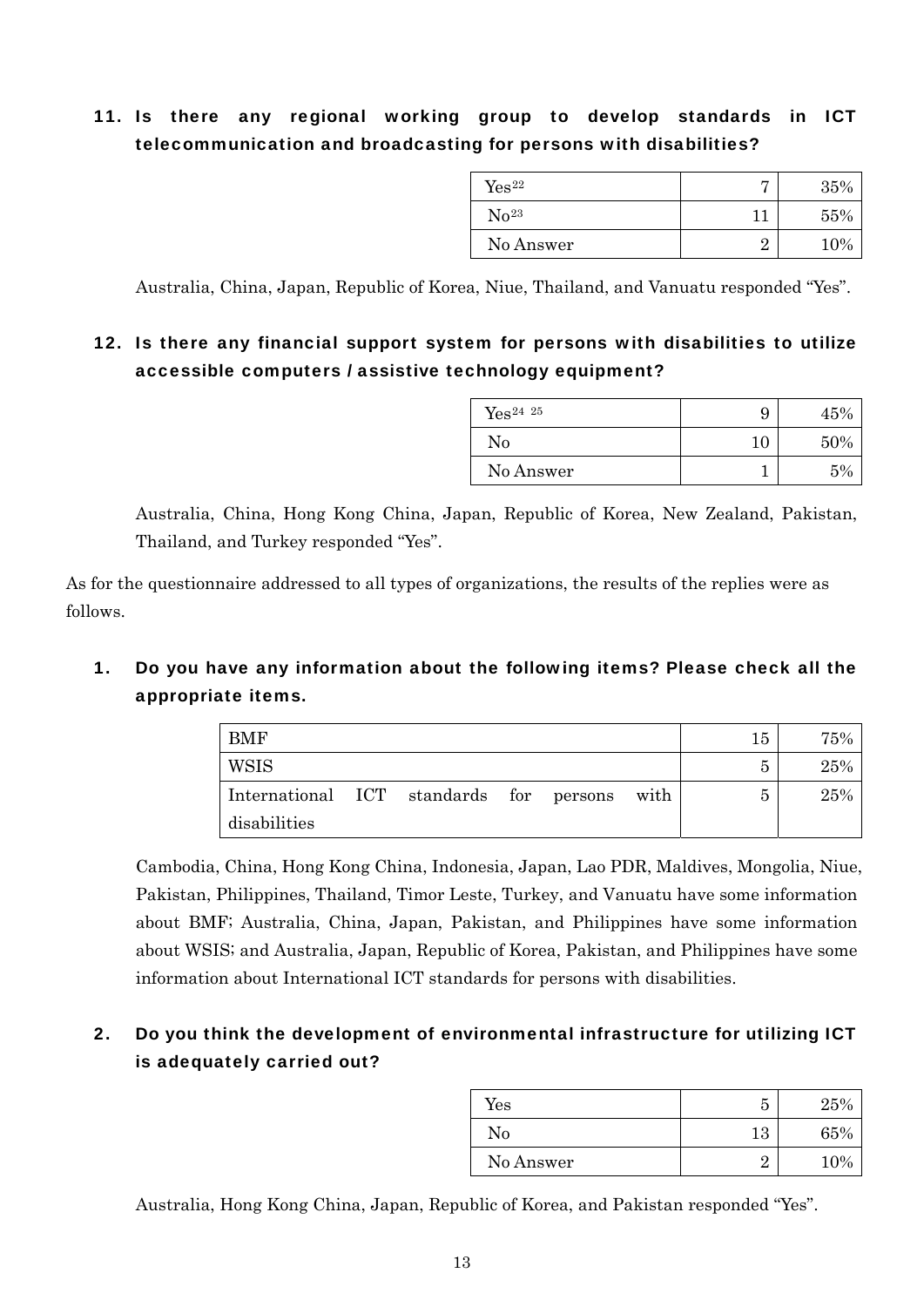### 11. Is there any regional working group to develop standards in ICT telecommunication and broadcasting for persons with disabilities?

| | | |
|---|---|---|
| Yes[22] | 7 | 35% |
| No[23] | 11 | 55% |
| No Answer | 2 | 10% |

Australia, China, Japan, Republic of Korea, Niue, Thailand, and Vanuatu responded "Yes".

### 12. Is there any financial support system for persons with disabilities to utilize accessible computers / assistive technology equipment?

| | | |
|---|---|---|
| Yes[24 25] | 9 | 45% |
| No | 10 | 50% |
| No Answer | 1 | 5% |

Australia, China, Hong Kong China, Japan, Republic of Korea, New Zealand, Pakistan, Thailand, and Turkey responded "Yes".

As for the questionnaire addressed to all types of organizations, the results of the replies were as follows.

### 1. Do you have any information about the following items? Please check all the appropriate items.

| | | |
|---|---|---|
| BMF | 15 | 75% |
| WSIS | 5 | 25% |
| International ICT standards for persons with disabilities | 5 | 25% |

Cambodia, China, Hong Kong China, Indonesia, Japan, Lao PDR, Maldives, Mongolia, Niue, Pakistan, Philippines, Thailand, Timor Leste, Turkey, and Vanuatu have some information about BMF; Australia, China, Japan, Pakistan, and Philippines have some information about WSIS; and Australia, Japan, Republic of Korea, Pakistan, and Philippines have some information about International ICT standards for persons with disabilities.

### 2. Do you think the development of environmental infrastructure for utilizing ICT is adequately carried out?

| | | |
|---|---|---|
| Yes | 5 | 25% |
| No | 13 | 65% |
| No Answer | 2 | 10% |

Australia, Hong Kong China, Japan, Republic of Korea, and Pakistan responded "Yes".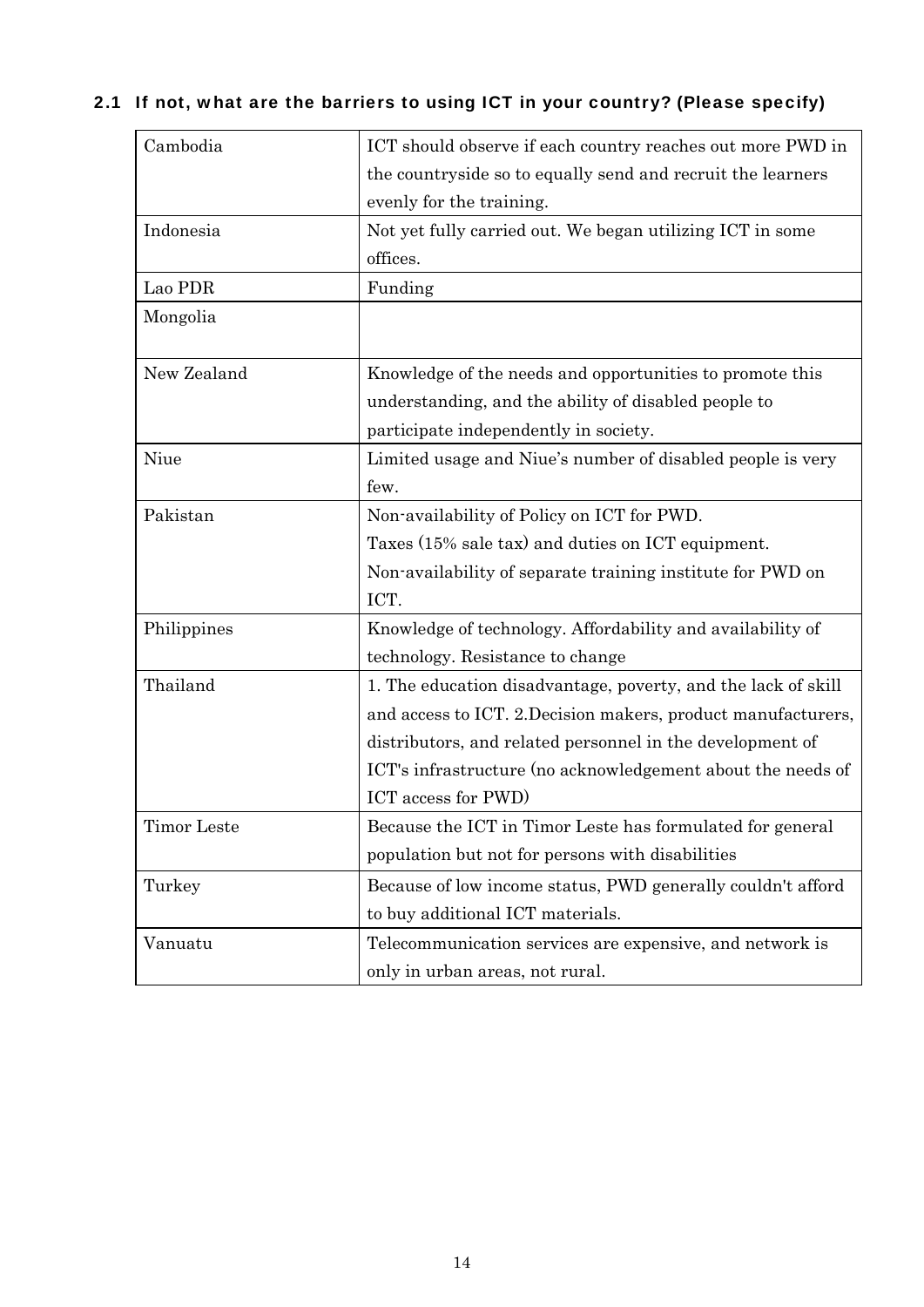### 2.1 If not, what are the barriers to using ICT in your country? (Please specify)

| | |
|---|---|
| Cambodia | ICT should observe if each country reaches out more PWD in the countryside so to equally send and recruit the learners evenly for the training. |
| Indonesia | Not yet fully carried out. We began utilizing ICT in some offices. |
| Lao PDR | Funding |
| Mongolia | |
| New Zealand | Knowledge of the needs and opportunities to promote this understanding, and the ability of disabled people to participate independently in society. |
| Niue | Limited usage and Niue's number of disabled people is very few. |
| Pakistan | Non-availability of Policy on ICT for PWD.<br>Taxes (15% sale tax) and duties on ICT equipment.<br>Non-availability of separate training institute for PWD on ICT. |
| Philippines | Knowledge of technology. Affordability and availability of technology. Resistance to change |
| Thailand | 1. The education disadvantage, poverty, and the lack of skill and access to ICT. 2.Decision makers, product manufacturers, distributors, and related personnel in the development of ICT's infrastructure (no acknowledgement about the needs of ICT access for PWD) |
| Timor Leste | Because the ICT in Timor Leste has formulated for general population but not for persons with disabilities |
| Turkey | Because of low income status, PWD generally couldn't afford to buy additional ICT materials. |
| Vanuatu | Telecommunication services are expensive, and network is only in urban areas, not rural. |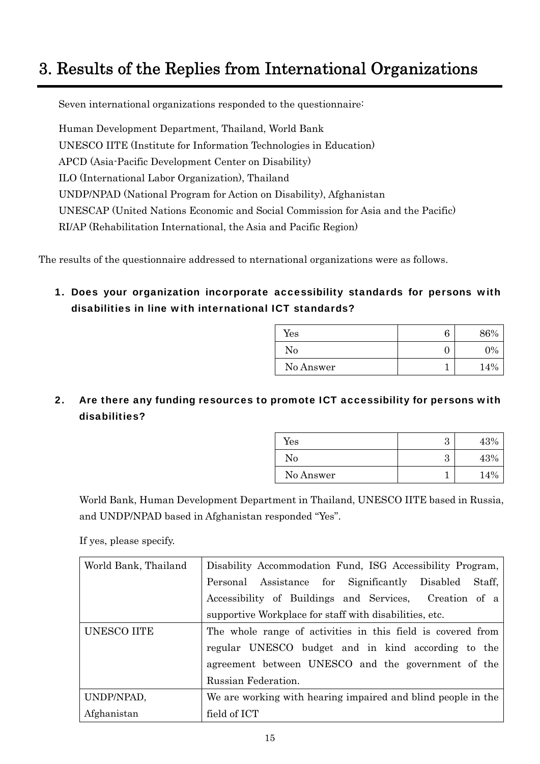# 3. Results of the Replies from International Organizations

Seven international organizations responded to the questionnaire:

Human Development Department, Thailand, World Bank
UNESCO IITE (Institute for Information Technologies in Education)
APCD (Asia-Pacific Development Center on Disability)
ILO (International Labor Organization), Thailand
UNDP/NPAD (National Program for Action on Disability), Afghanistan
UNESCAP (United Nations Economic and Social Commission for Asia and the Pacific)
RI/AP (Rehabilitation International, the Asia and Pacific Region)

The results of the questionnaire addressed to nternational organizations were as follows.

**1. Does your organization incorporate accessibility standards for persons with disabilities in line with international ICT standards?**

| | | |
|---|---|---|
| Yes | 6 | 86% |
| No | 0 | 0% |
| No Answer | 1 | 14% |

**2. Are there any funding resources to promote ICT accessibility for persons with disabilities?**

| | | |
|---|---|---|
| Yes | 3 | 43% |
| No | 3 | 43% |
| No Answer | 1 | 14% |

World Bank, Human Development Department in Thailand, UNESCO IITE based in Russia, and UNDP/NPAD based in Afghanistan responded "Yes".

If yes, please specify.

| | |
|---|---|
| World Bank, Thailand | Disability Accommodation Fund, ISG Accessibility Program, Personal Assistance for Significantly Disabled Staff, Accessibility of Buildings and Services, Creation of a supportive Workplace for staff with disabilities, etc. |
| UNESCO IITE | The whole range of activities in this field is covered from regular UNESCO budget and in kind according to the agreement between UNESCO and the government of the Russian Federation. |
| UNDP/NPAD, Afghanistan | We are working with hearing impaired and blind people in the field of ICT |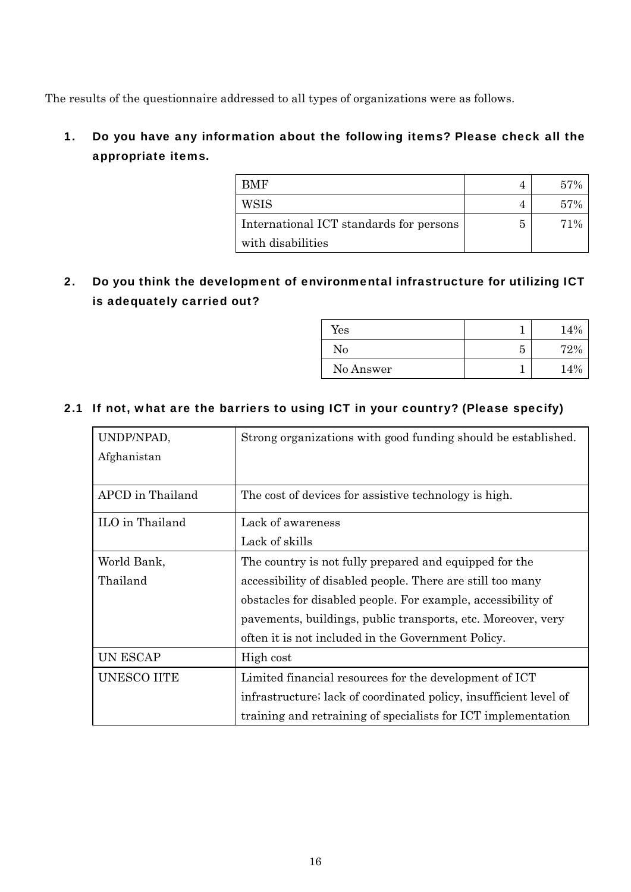The results of the questionnaire addressed to all types of organizations were as follows.

### 1. Do you have any information about the following items? Please check all the appropriate items.

| | | |
|---|---|---|
| BMF | 4 | 57% |
| WSIS | 4 | 57% |
| International ICT standards for persons with disabilities | 5 | 71% |

### 2. Do you think the development of environmental infrastructure for utilizing ICT is adequately carried out?

| | | |
|---|---|---|
| Yes | 1 | 14% |
| No | 5 | 72% |
| No Answer | 1 | 14% |

### 2.1 If not, what are the barriers to using ICT in your country? (Please specify)

| | |
|---|---|
| UNDP/NPAD, Afghanistan | Strong organizations with good funding should be established. |
| APCD in Thailand | The cost of devices for assistive technology is high. |
| ILO in Thailand | Lack of awareness<br>Lack of skills |
| World Bank, Thailand | The country is not fully prepared and equipped for the accessibility of disabled people. There are still too many obstacles for disabled people. For example, accessibility of pavements, buildings, public transports, etc. Moreover, very often it is not included in the Government Policy. |
| UN ESCAP | High cost |
| UNESCO IITE | Limited financial resources for the development of ICT infrastructure; lack of coordinated policy, insufficient level of training and retraining of specialists for ICT implementation |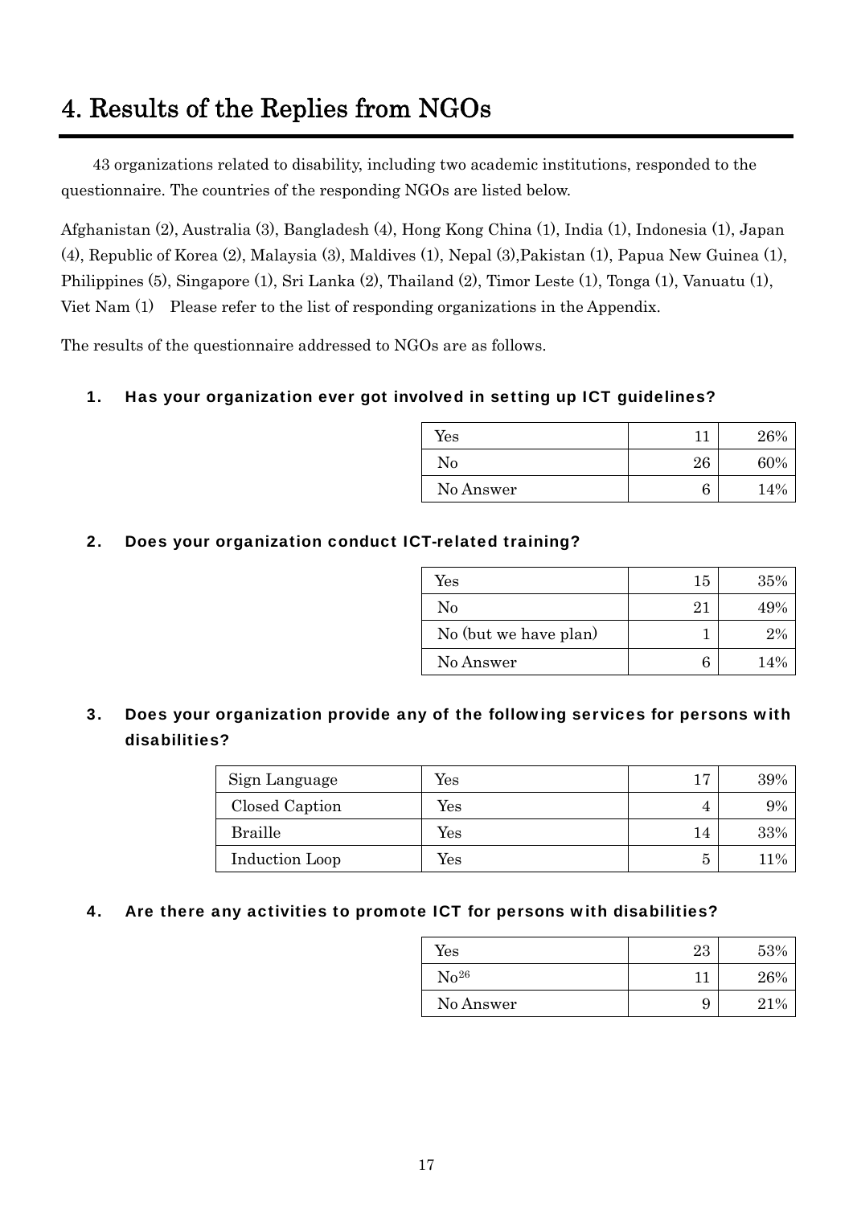# 4. Results of the Replies from NGOs

43 organizations related to disability, including two academic institutions, responded to the questionnaire. The countries of the responding NGOs are listed below.

Afghanistan (2), Australia (3), Bangladesh (4), Hong Kong China (1), India (1), Indonesia (1), Japan (4), Republic of Korea (2), Malaysia (3), Maldives (1), Nepal (3),Pakistan (1), Papua New Guinea (1), Philippines (5), Singapore (1), Sri Lanka (2), Thailand (2), Timor Leste (1), Tonga (1), Vanuatu (1), Viet Nam (1) Please refer to the list of responding organizations in the Appendix.

The results of the questionnaire addressed to NGOs are as follows.

### 1. Has your organization ever got involved in setting up ICT guidelines?

| | | |
|---|---|---|
| Yes | 11 | 26% |
| No | 26 | 60% |
| No Answer | 6 | 14% |

### 2. Does your organization conduct ICT-related training?

| | | |
|---|---|---|
| Yes | 15 | 35% |
| No | 21 | 49% |
| No (but we have plan) | 1 | 2% |
| No Answer | 6 | 14% |

### 3. Does your organization provide any of the following services for persons with disabilities?

| | | | |
|---|---|---|---|
| Sign Language | Yes | 17 | 39% |
| Closed Caption | Yes | 4 | 9% |
| Braille | Yes | 14 | 33% |
| Induction Loop | Yes | 5 | 11% |

### 4. Are there any activities to promote ICT for persons with disabilities?

| | | |
|---|---|---|
| Yes | 23 | 53% |
| No[26] | 11 | 26% |
| No Answer | 9 | 21% |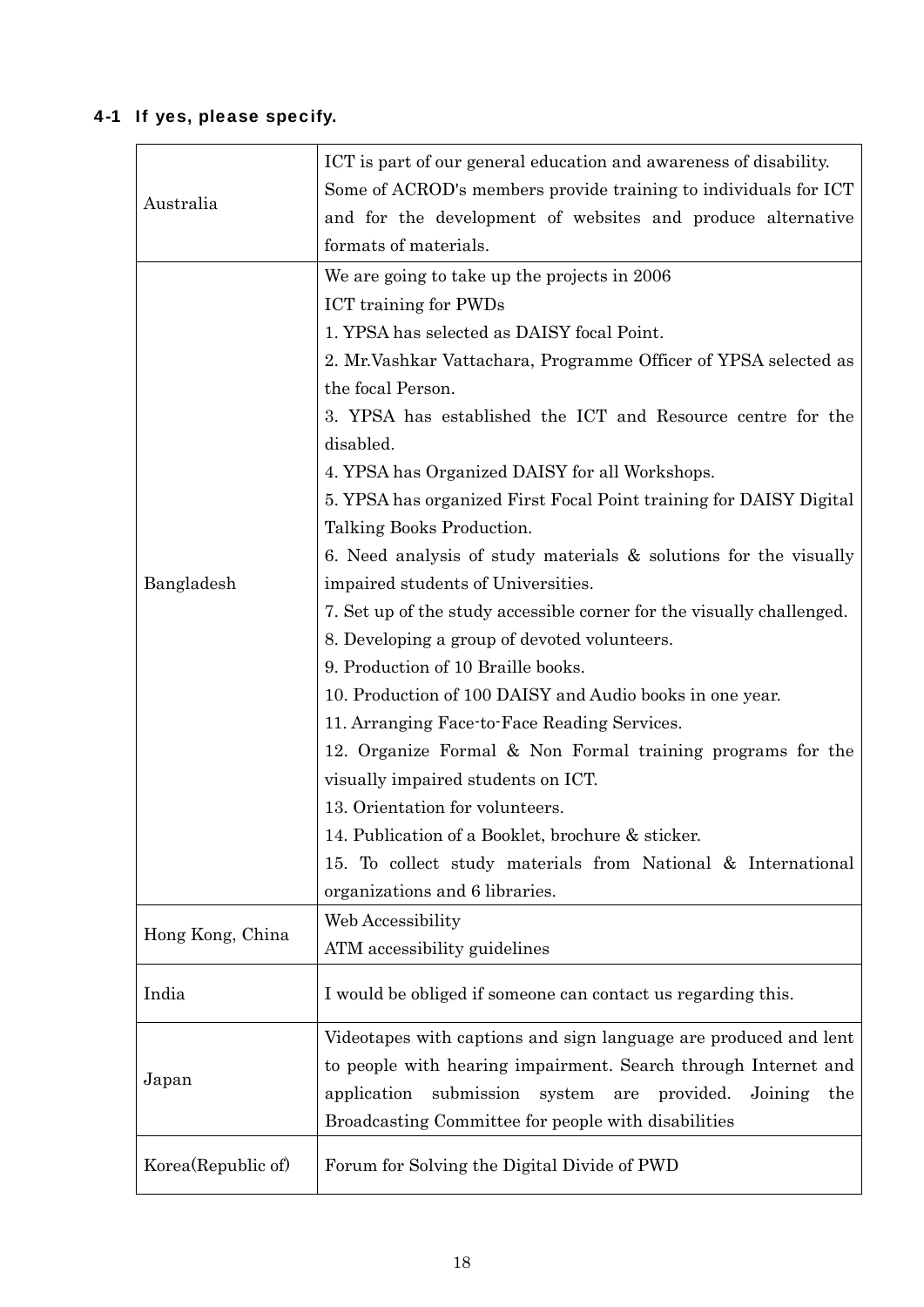### 4-1 If yes, please specify.

| | |
|---|---|
| Australia | ICT is part of our general education and awareness of disability. Some of ACROD's members provide training to individuals for ICT and for the development of websites and produce alternative formats of materials. |
| Bangladesh | We are going to take up the projects in 2006<br>ICT training for PWDs<br>1. YPSA has selected as DAISY focal Point.<br>2. Mr.Vashkar Vattachara, Programme Officer of YPSA selected as the focal Person.<br>3. YPSA has established the ICT and Resource centre for the disabled.<br>4. YPSA has Organized DAISY for all Workshops.<br>5. YPSA has organized First Focal Point training for DAISY Digital Talking Books Production.<br>6. Need analysis of study materials & solutions for the visually impaired students of Universities.<br>7. Set up of the study accessible corner for the visually challenged.<br>8. Developing a group of devoted volunteers.<br>9. Production of 10 Braille books.<br>10. Production of 100 DAISY and Audio books in one year.<br>11. Arranging Face-to-Face Reading Services.<br>12. Organize Formal & Non Formal training programs for the visually impaired students on ICT.<br>13. Orientation for volunteers.<br>14. Publication of a Booklet, brochure & sticker.<br>15. To collect study materials from National & International organizations and 6 libraries. |
| Hong Kong, China | Web Accessibility<br>ATM accessibility guidelines |
| India | I would be obliged if someone can contact us regarding this. |
| Japan | Videotapes with captions and sign language are produced and lent to people with hearing impairment. Search through Internet and application submission system are provided. Joining the Broadcasting Committee for people with disabilities |
| Korea(Republic of) | Forum for Solving the Digital Divide of PWD |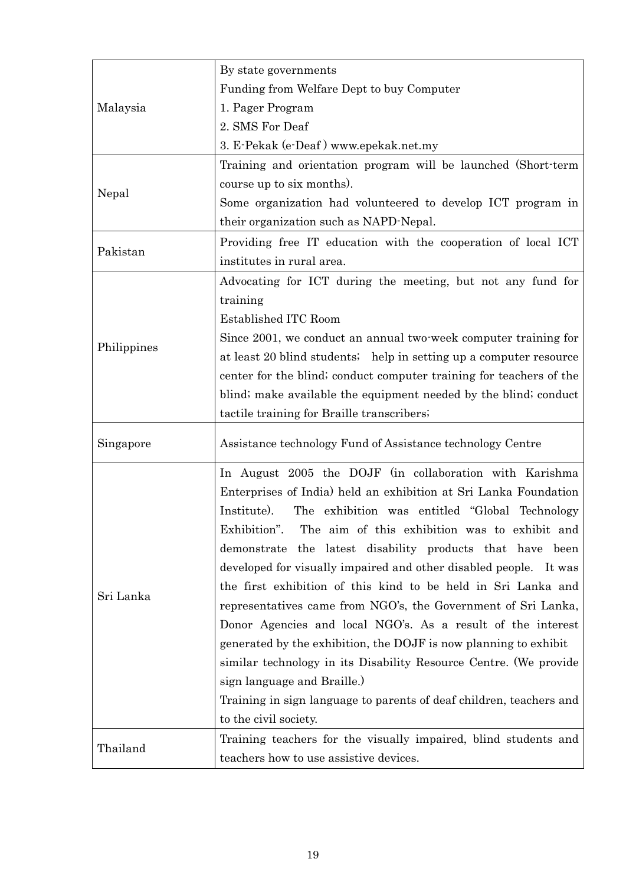| | |
|---|---|
| Malaysia | By state governments<br>Funding from Welfare Dept to buy Computer<br>1. Pager Program<br>2. SMS For Deaf<br>3. E-Pekak (e-Deaf ) www.epekak.net.my |
| Nepal | Training and orientation program will be launched (Short-term course up to six months).<br>Some organization had volunteered to develop ICT program in their organization such as NAPD-Nepal. |
| Pakistan | Providing free IT education with the cooperation of local ICT institutes in rural area. |
| Philippines | Advocating for ICT during the meeting, but not any fund for training<br>Established ITC Room<br>Since 2001, we conduct an annual two-week computer training for at least 20 blind students; help in setting up a computer resource center for the blind; conduct computer training for teachers of the blind; make available the equipment needed by the blind; conduct tactile training for Braille transcribers; |
| Singapore | Assistance technology Fund of Assistance technology Centre |
| Sri Lanka | In August 2005 the DOJF (in collaboration with Karishma Enterprises of India) held an exhibition at Sri Lanka Foundation Institute). The exhibition was entitled "Global Technology Exhibition". The aim of this exhibition was to exhibit and demonstrate the latest disability products that have been developed for visually impaired and other disabled people. It was the first exhibition of this kind to be held in Sri Lanka and representatives came from NGO's, the Government of Sri Lanka, Donor Agencies and local NGO's. As a result of the interest generated by the exhibition, the DOJF is now planning to exhibit similar technology in its Disability Resource Centre. (We provide sign language and Braille.)<br>Training in sign language to parents of deaf children, teachers and to the civil society. |
| Thailand | Training teachers for the visually impaired, blind students and teachers how to use assistive devices. |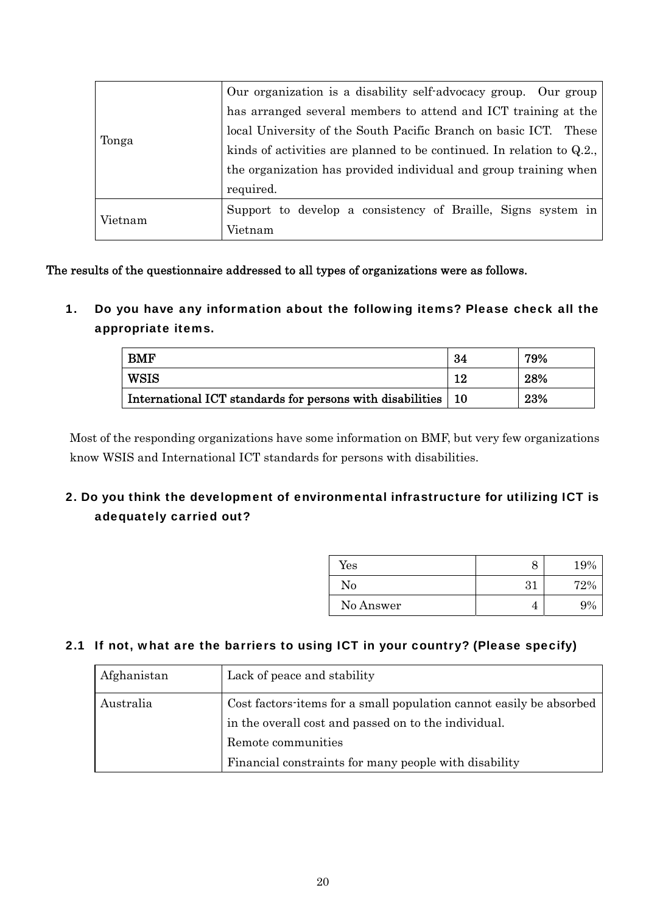| | |
|---|---|
| Tonga | Our organization is a disability self-advocacy group. Our group has arranged several members to attend and ICT training at the local University of the South Pacific Branch on basic ICT. These kinds of activities are planned to be continued. In relation to Q.2., the organization has provided individual and group training when required. |
| Vietnam | Support to develop a consistency of Braille, Signs system in Vietnam |

**The results of the questionnaire addressed to all types of organizations were as follows.**

### 1. Do you have any information about the following items? Please check all the appropriate items.

| | | |
|---|---|---|
| **BMF** | **34** | **79%** |
| **WSIS** | **12** | **28%** |
| **International ICT standards for persons with disabilities** | **10** | **23%** |

Most of the responding organizations have some information on BMF, but very few organizations know WSIS and International ICT standards for persons with disabilities.

### 2. Do you think the development of environmental infrastructure for utilizing ICT is adequately carried out?

| | | |
|---|---|---|
| Yes | 8 | 19% |
| No | 31 | 72% |
| No Answer | 4 | 9% |

### 2.1 If not, what are the barriers to using ICT in your country? (Please specify)

| | |
|---|---|
| Afghanistan | Lack of peace and stability |
| Australia | Cost factors-items for a small population cannot easily be absorbed in the overall cost and passed on to the individual.<br>Remote communities<br>Financial constraints for many people with disability |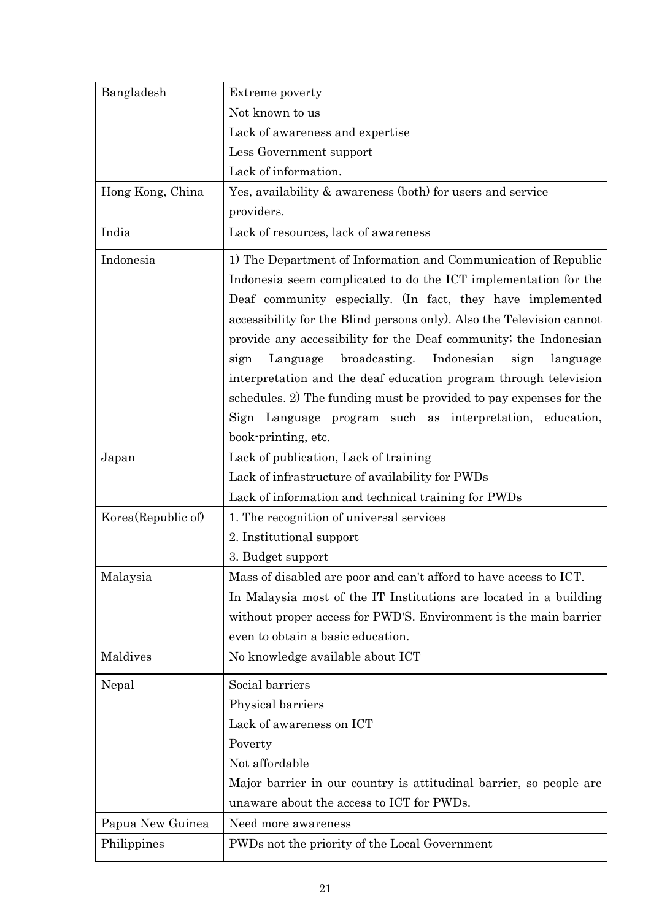| | |
|---|---|
| Bangladesh | Extreme poverty<br>Not known to us<br>Lack of awareness and expertise<br>Less Government support<br>Lack of information. |
| Hong Kong, China | Yes, availability & awareness (both) for users and service providers. |
| India | Lack of resources, lack of awareness |
| Indonesia | 1) The Department of Information and Communication of Republic Indonesia seem complicated to do the ICT implementation for the Deaf community especially. (In fact, they have implemented accessibility for the Blind persons only). Also the Television cannot provide any accessibility for the Deaf community; the Indonesian sign Language broadcasting. Indonesian sign language interpretation and the deaf education program through television schedules. 2) The funding must be provided to pay expenses for the Sign Language program such as interpretation, education, book-printing, etc. |
| Japan | Lack of publication, Lack of training<br>Lack of infrastructure of availability for PWDs<br>Lack of information and technical training for PWDs |
| Korea(Republic of) | 1. The recognition of universal services<br>2. Institutional support<br>3. Budget support |
| Malaysia | Mass of disabled are poor and can't afford to have access to ICT.<br>In Malaysia most of the IT Institutions are located in a building without proper access for PWD'S. Environment is the main barrier even to obtain a basic education. |
| Maldives | No knowledge available about ICT |
| Nepal | Social barriers<br>Physical barriers<br>Lack of awareness on ICT<br>Poverty<br>Not affordable<br>Major barrier in our country is attitudinal barrier, so people are unaware about the access to ICT for PWDs. |
| Papua New Guinea | Need more awareness |
| Philippines | PWDs not the priority of the Local Government |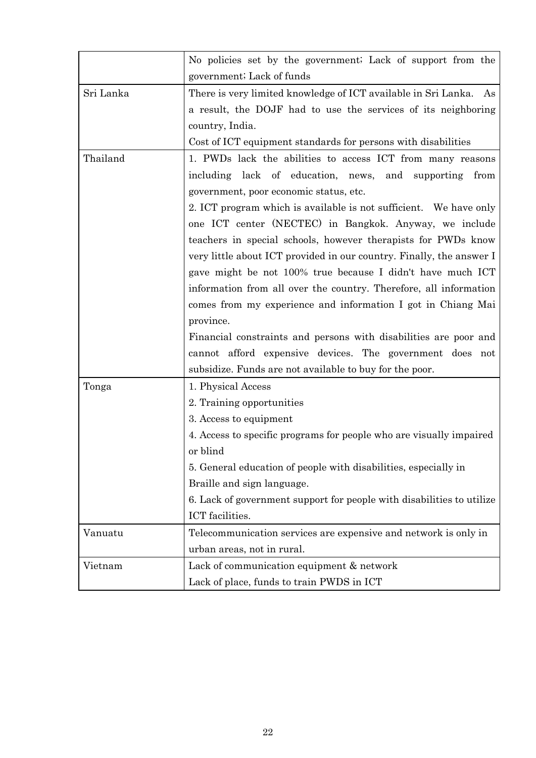| | |
|---|---|
| | No policies set by the government; Lack of support from the government; Lack of funds |
| Sri Lanka | There is very limited knowledge of ICT available in Sri Lanka. As a result, the DOJF had to use the services of its neighboring country, India.<br>Cost of ICT equipment standards for persons with disabilities |
| Thailand | 1. PWDs lack the abilities to access ICT from many reasons including lack of education, news, and supporting from government, poor economic status, etc.<br>2. ICT program which is available is not sufficient. We have only one ICT center (NECTEC) in Bangkok. Anyway, we include teachers in special schools, however therapists for PWDs know very little about ICT provided in our country. Finally, the answer I gave might be not 100% true because I didn't have much ICT information from all over the country. Therefore, all information comes from my experience and information I got in Chiang Mai province.<br>Financial constraints and persons with disabilities are poor and cannot afford expensive devices. The government does not subsidize. Funds are not available to buy for the poor. |
| Tonga | 1. Physical Access<br>2. Training opportunities<br>3. Access to equipment<br>4. Access to specific programs for people who are visually impaired or blind<br>5. General education of people with disabilities, especially in Braille and sign language.<br>6. Lack of government support for people with disabilities to utilize ICT facilities. |
| Vanuatu | Telecommunication services are expensive and network is only in urban areas, not in rural. |
| Vietnam | Lack of communication equipment & network<br>Lack of place, funds to train PWDS in ICT |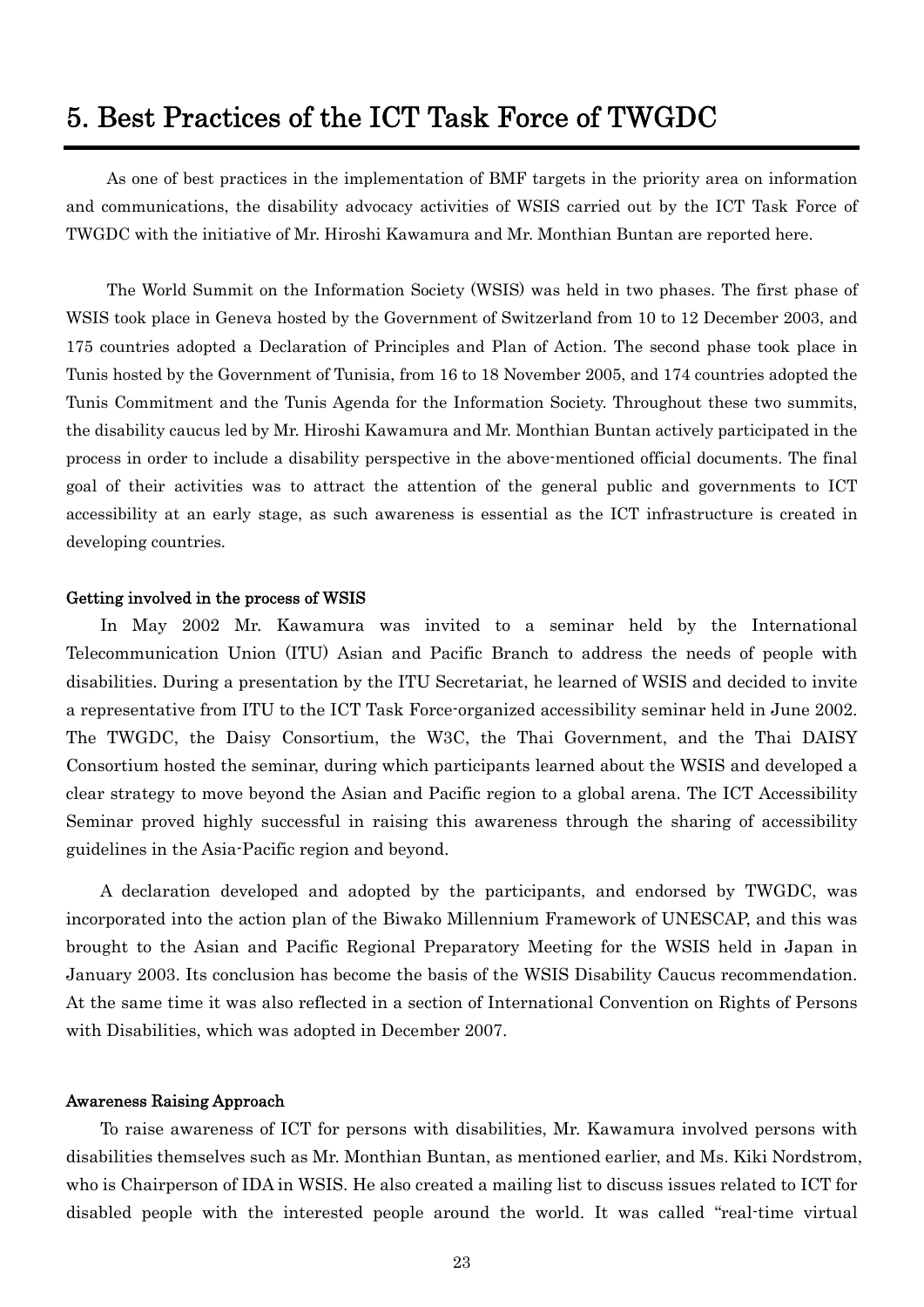# 5. Best Practices of the ICT Task Force of TWGDC

As one of best practices in the implementation of BMF targets in the priority area on information and communications, the disability advocacy activities of WSIS carried out by the ICT Task Force of TWGDC with the initiative of Mr. Hiroshi Kawamura and Mr. Monthian Buntan are reported here.

The World Summit on the Information Society (WSIS) was held in two phases. The first phase of WSIS took place in Geneva hosted by the Government of Switzerland from 10 to 12 December 2003, and 175 countries adopted a Declaration of Principles and Plan of Action. The second phase took place in Tunis hosted by the Government of Tunisia, from 16 to 18 November 2005, and 174 countries adopted the Tunis Commitment and the Tunis Agenda for the Information Society. Throughout these two summits, the disability caucus led by Mr. Hiroshi Kawamura and Mr. Monthian Buntan actively participated in the process in order to include a disability perspective in the above-mentioned official documents. The final goal of their activities was to attract the attention of the general public and governments to ICT accessibility at an early stage, as such awareness is essential as the ICT infrastructure is created in developing countries.

**Getting involved in the process of WSIS**

In May 2002 Mr. Kawamura was invited to a seminar held by the International Telecommunication Union (ITU) Asian and Pacific Branch to address the needs of people with disabilities. During a presentation by the ITU Secretariat, he learned of WSIS and decided to invite a representative from ITU to the ICT Task Force-organized accessibility seminar held in June 2002. The TWGDC, the Daisy Consortium, the W3C, the Thai Government, and the Thai DAISY Consortium hosted the seminar, during which participants learned about the WSIS and developed a clear strategy to move beyond the Asian and Pacific region to a global arena. The ICT Accessibility Seminar proved highly successful in raising this awareness through the sharing of accessibility guidelines in the Asia-Pacific region and beyond.

A declaration developed and adopted by the participants, and endorsed by TWGDC, was incorporated into the action plan of the Biwako Millennium Framework of UNESCAP, and this was brought to the Asian and Pacific Regional Preparatory Meeting for the WSIS held in Japan in January 2003. Its conclusion has become the basis of the WSIS Disability Caucus recommendation. At the same time it was also reflected in a section of International Convention on Rights of Persons with Disabilities, which was adopted in December 2007.

**Awareness Raising Approach**

To raise awareness of ICT for persons with disabilities, Mr. Kawamura involved persons with disabilities themselves such as Mr. Monthian Buntan, as mentioned earlier, and Ms. Kiki Nordstrom, who is Chairperson of IDA in WSIS. He also created a mailing list to discuss issues related to ICT for disabled people with the interested people around the world. It was called "real-time virtual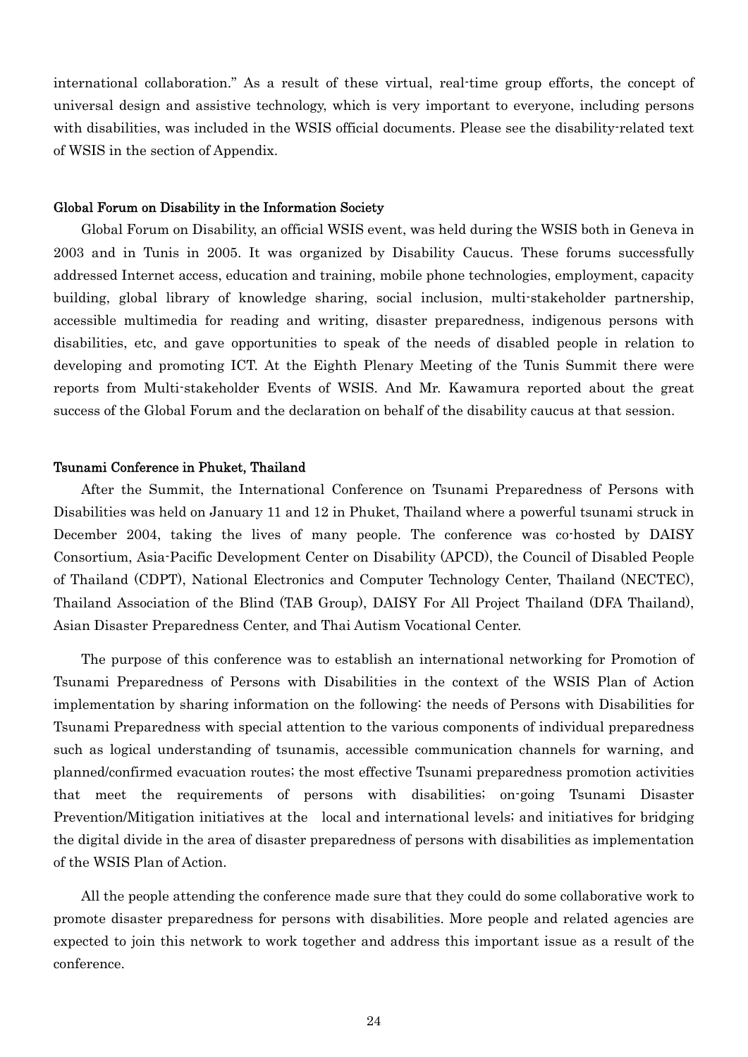international collaboration." As a result of these virtual, real-time group efforts, the concept of universal design and assistive technology, which is very important to everyone, including persons with disabilities, was included in the WSIS official documents. Please see the disability-related text of WSIS in the section of Appendix.

### Global Forum on Disability in the Information Society

Global Forum on Disability, an official WSIS event, was held during the WSIS both in Geneva in 2003 and in Tunis in 2005. It was organized by Disability Caucus. These forums successfully addressed Internet access, education and training, mobile phone technologies, employment, capacity building, global library of knowledge sharing, social inclusion, multi-stakeholder partnership, accessible multimedia for reading and writing, disaster preparedness, indigenous persons with disabilities, etc, and gave opportunities to speak of the needs of disabled people in relation to developing and promoting ICT. At the Eighth Plenary Meeting of the Tunis Summit there were reports from Multi-stakeholder Events of WSIS. And Mr. Kawamura reported about the great success of the Global Forum and the declaration on behalf of the disability caucus at that session.

### Tsunami Conference in Phuket, Thailand

After the Summit, the International Conference on Tsunami Preparedness of Persons with Disabilities was held on January 11 and 12 in Phuket, Thailand where a powerful tsunami struck in December 2004, taking the lives of many people. The conference was co-hosted by DAISY Consortium, Asia-Pacific Development Center on Disability (APCD), the Council of Disabled People of Thailand (CDPT), National Electronics and Computer Technology Center, Thailand (NECTEC), Thailand Association of the Blind (TAB Group), DAISY For All Project Thailand (DFA Thailand), Asian Disaster Preparedness Center, and Thai Autism Vocational Center.

The purpose of this conference was to establish an international networking for Promotion of Tsunami Preparedness of Persons with Disabilities in the context of the WSIS Plan of Action implementation by sharing information on the following: the needs of Persons with Disabilities for Tsunami Preparedness with special attention to the various components of individual preparedness such as logical understanding of tsunamis, accessible communication channels for warning, and planned/confirmed evacuation routes; the most effective Tsunami preparedness promotion activities that meet the requirements of persons with disabilities; on-going Tsunami Disaster Prevention/Mitigation initiatives at the local and international levels; and initiatives for bridging the digital divide in the area of disaster preparedness of persons with disabilities as implementation of the WSIS Plan of Action.

All the people attending the conference made sure that they could do some collaborative work to promote disaster preparedness for persons with disabilities. More people and related agencies are expected to join this network to work together and address this important issue as a result of the conference.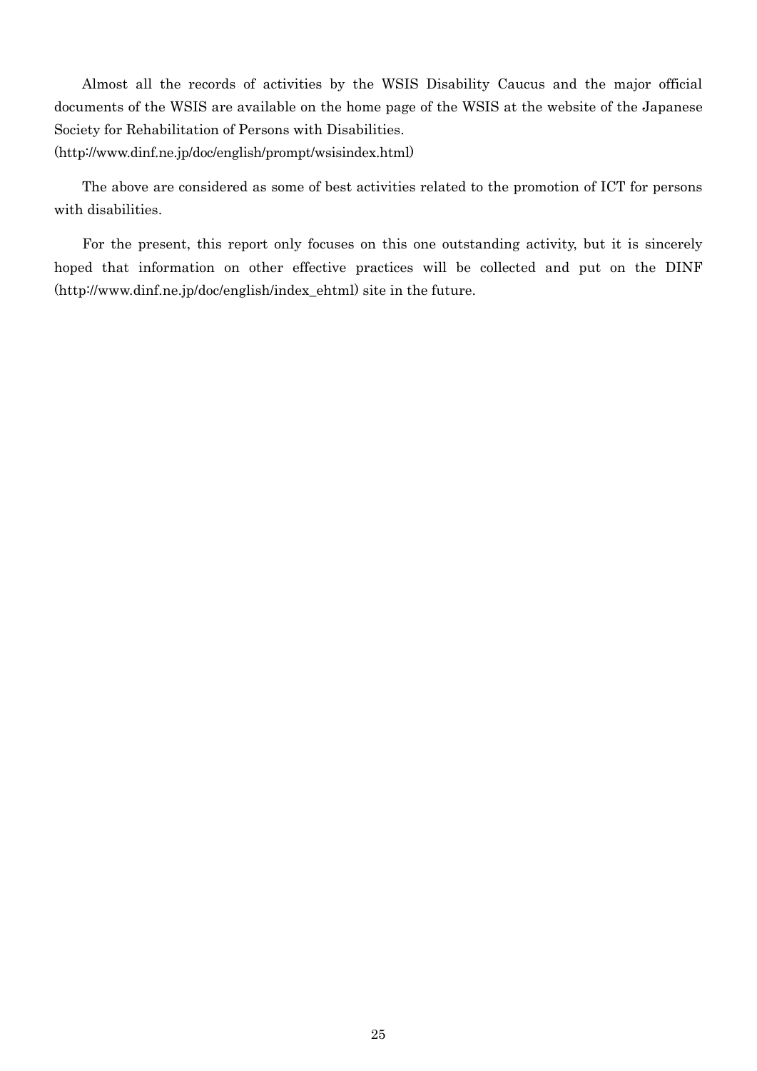Almost all the records of activities by the WSIS Disability Caucus and the major official documents of the WSIS are available on the home page of the WSIS at the website of the Japanese Society for Rehabilitation of Persons with Disabilities.
(http://www.dinf.ne.jp/doc/english/prompt/wsisindex.html)

The above are considered as some of best activities related to the promotion of ICT for persons with disabilities.

For the present, this report only focuses on this one outstanding activity, but it is sincerely hoped that information on other effective practices will be collected and put on the DINF (http://www.dinf.ne.jp/doc/english/index_ehtml) site in the future.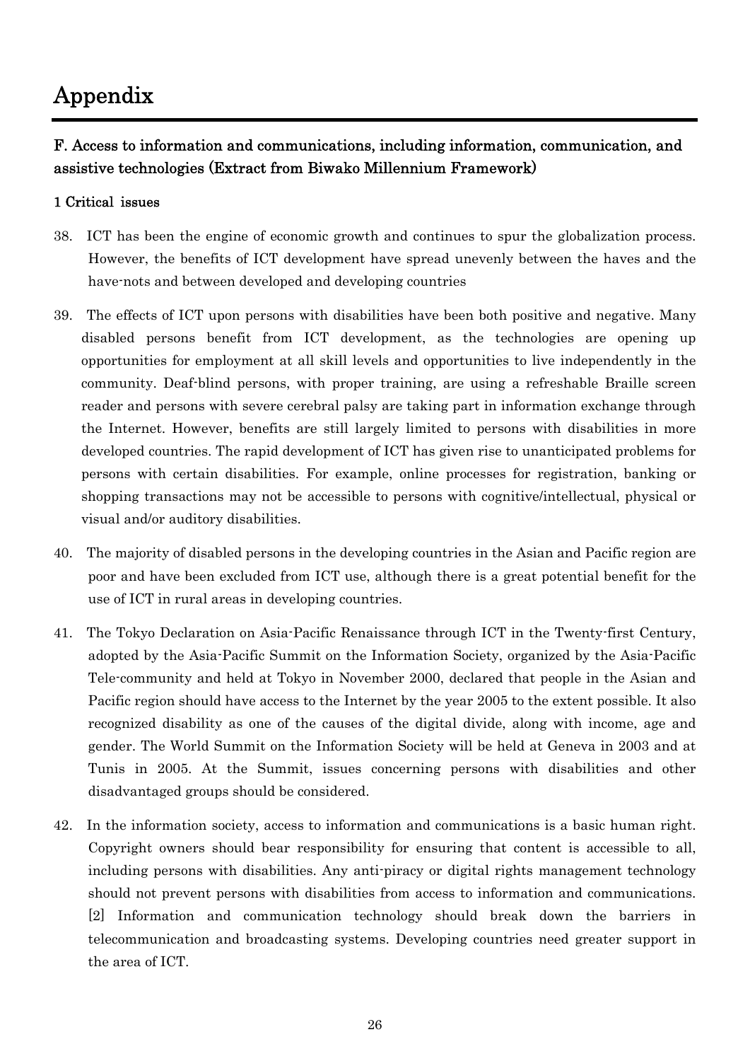# Appendix

### F. Access to information and communications, including information, communication, and assistive technologies (Extract from Biwako Millennium Framework)

#### 1 Critical issues

38. ICT has been the engine of economic growth and continues to spur the globalization process. However, the benefits of ICT development have spread unevenly between the haves and the have-nots and between developed and developing countries

39. The effects of ICT upon persons with disabilities have been both positive and negative. Many disabled persons benefit from ICT development, as the technologies are opening up opportunities for employment at all skill levels and opportunities to live independently in the community. Deaf-blind persons, with proper training, are using a refreshable Braille screen reader and persons with severe cerebral palsy are taking part in information exchange through the Internet. However, benefits are still largely limited to persons with disabilities in more developed countries. The rapid development of ICT has given rise to unanticipated problems for persons with certain disabilities. For example, online processes for registration, banking or shopping transactions may not be accessible to persons with cognitive/intellectual, physical or visual and/or auditory disabilities.

40. The majority of disabled persons in the developing countries in the Asian and Pacific region are poor and have been excluded from ICT use, although there is a great potential benefit for the use of ICT in rural areas in developing countries.

41. The Tokyo Declaration on Asia-Pacific Renaissance through ICT in the Twenty-first Century, adopted by the Asia-Pacific Summit on the Information Society, organized by the Asia-Pacific Tele-community and held at Tokyo in November 2000, declared that people in the Asian and Pacific region should have access to the Internet by the year 2005 to the extent possible. It also recognized disability as one of the causes of the digital divide, along with income, age and gender. The World Summit on the Information Society will be held at Geneva in 2003 and at Tunis in 2005. At the Summit, issues concerning persons with disabilities and other disadvantaged groups should be considered.

42. In the information society, access to information and communications is a basic human right. Copyright owners should bear responsibility for ensuring that content is accessible to all, including persons with disabilities. Any anti-piracy or digital rights management technology should not prevent persons with disabilities from access to information and communications. [2] Information and communication technology should break down the barriers in telecommunication and broadcasting systems. Developing countries need greater support in the area of ICT.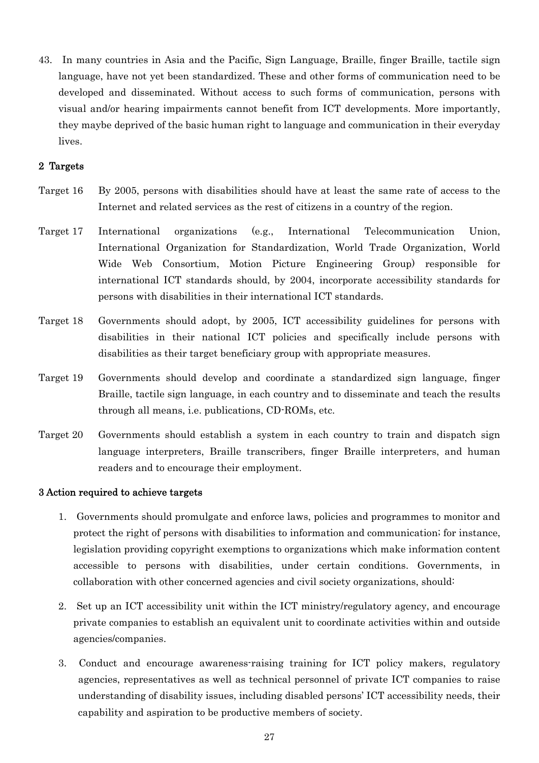43. In many countries in Asia and the Pacific, Sign Language, Braille, finger Braille, tactile sign language, have not yet been standardized. These and other forms of communication need to be developed and disseminated. Without access to such forms of communication, persons with visual and/or hearing impairments cannot benefit from ICT developments. More importantly, they maybe deprived of the basic human right to language and communication in their everyday lives.

## 2 Targets

Target 16 By 2005, persons with disabilities should have at least the same rate of access to the Internet and related services as the rest of citizens in a country of the region.

Target 17 International organizations (e.g., International Telecommunication Union, International Organization for Standardization, World Trade Organization, World Wide Web Consortium, Motion Picture Engineering Group) responsible for international ICT standards should, by 2004, incorporate accessibility standards for persons with disabilities in their international ICT standards.

Target 18 Governments should adopt, by 2005, ICT accessibility guidelines for persons with disabilities in their national ICT policies and specifically include persons with disabilities as their target beneficiary group with appropriate measures.

Target 19 Governments should develop and coordinate a standardized sign language, finger Braille, tactile sign language, in each country and to disseminate and teach the results through all means, i.e. publications, CD-ROMs, etc.

Target 20 Governments should establish a system in each country to train and dispatch sign language interpreters, Braille transcribers, finger Braille interpreters, and human readers and to encourage their employment.

## 3 Action required to achieve targets

1. Governments should promulgate and enforce laws, policies and programmes to monitor and protect the right of persons with disabilities to information and communication; for instance, legislation providing copyright exemptions to organizations which make information content accessible to persons with disabilities, under certain conditions. Governments, in collaboration with other concerned agencies and civil society organizations, should:

2. Set up an ICT accessibility unit within the ICT ministry/regulatory agency, and encourage private companies to establish an equivalent unit to coordinate activities within and outside agencies/companies.

3. Conduct and encourage awareness-raising training for ICT policy makers, regulatory agencies, representatives as well as technical personnel of private ICT companies to raise understanding of disability issues, including disabled persons' ICT accessibility needs, their capability and aspiration to be productive members of society.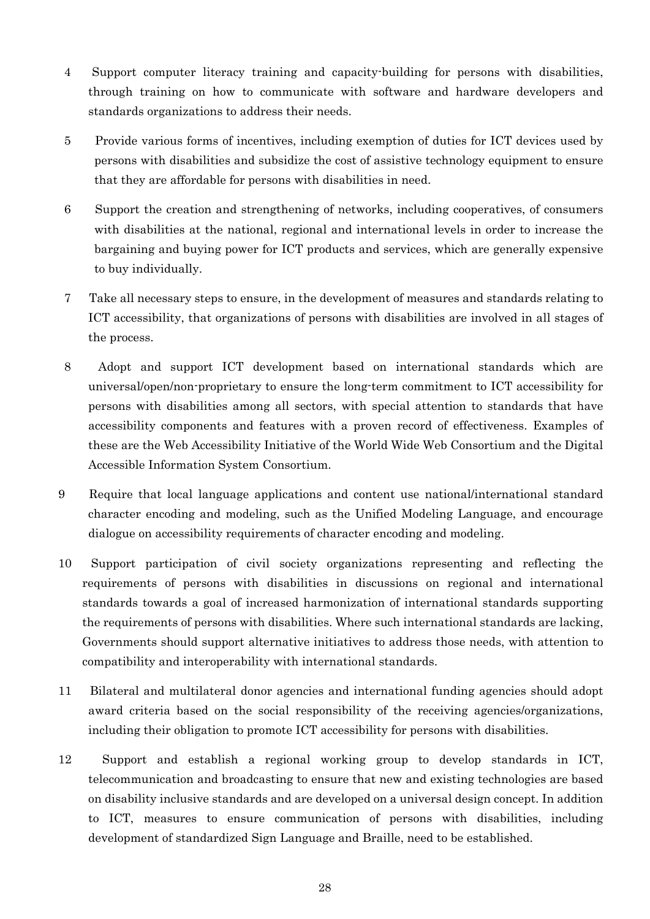4 Support computer literacy training and capacity-building for persons with disabilities, through training on how to communicate with software and hardware developers and standards organizations to address their needs.

5 Provide various forms of incentives, including exemption of duties for ICT devices used by persons with disabilities and subsidize the cost of assistive technology equipment to ensure that they are affordable for persons with disabilities in need.

6 Support the creation and strengthening of networks, including cooperatives, of consumers with disabilities at the national, regional and international levels in order to increase the bargaining and buying power for ICT products and services, which are generally expensive to buy individually.

7 Take all necessary steps to ensure, in the development of measures and standards relating to ICT accessibility, that organizations of persons with disabilities are involved in all stages of the process.

8 Adopt and support ICT development based on international standards which are universal/open/non-proprietary to ensure the long-term commitment to ICT accessibility for persons with disabilities among all sectors, with special attention to standards that have accessibility components and features with a proven record of effectiveness. Examples of these are the Web Accessibility Initiative of the World Wide Web Consortium and the Digital Accessible Information System Consortium.

9 Require that local language applications and content use national/international standard character encoding and modeling, such as the Unified Modeling Language, and encourage dialogue on accessibility requirements of character encoding and modeling.

10 Support participation of civil society organizations representing and reflecting the requirements of persons with disabilities in discussions on regional and international standards towards a goal of increased harmonization of international standards supporting the requirements of persons with disabilities. Where such international standards are lacking, Governments should support alternative initiatives to address those needs, with attention to compatibility and interoperability with international standards.

11 Bilateral and multilateral donor agencies and international funding agencies should adopt award criteria based on the social responsibility of the receiving agencies/organizations, including their obligation to promote ICT accessibility for persons with disabilities.

12 Support and establish a regional working group to develop standards in ICT, telecommunication and broadcasting to ensure that new and existing technologies are based on disability inclusive standards and are developed on a universal design concept. In addition to ICT, measures to ensure communication of persons with disabilities, including development of standardized Sign Language and Braille, need to be established.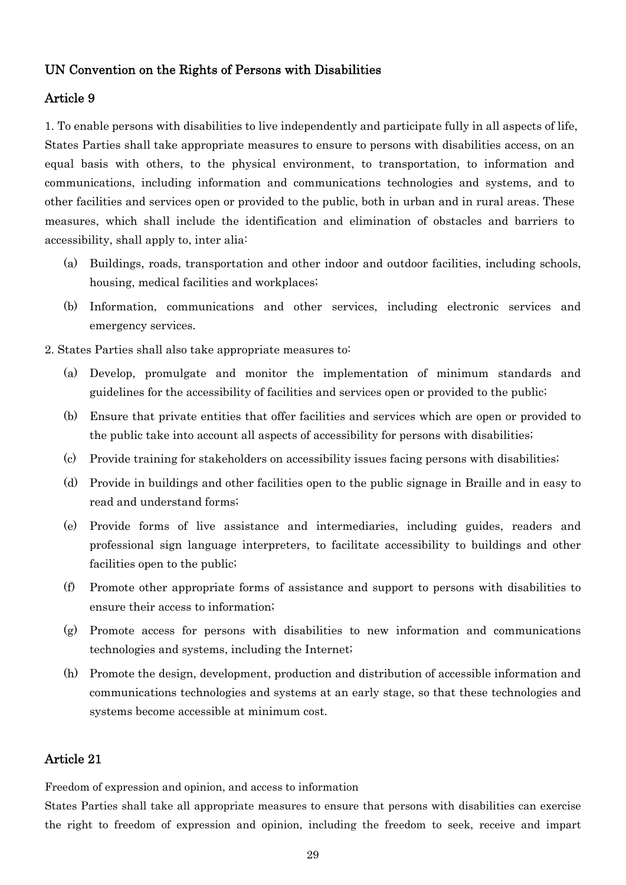## UN Convention on the Rights of Persons with Disabilities

### Article 9

1. To enable persons with disabilities to live independently and participate fully in all aspects of life, States Parties shall take appropriate measures to ensure to persons with disabilities access, on an equal basis with others, to the physical environment, to transportation, to information and communications, including information and communications technologies and systems, and to other facilities and services open or provided to the public, both in urban and in rural areas. These measures, which shall include the identification and elimination of obstacles and barriers to accessibility, shall apply to, inter alia:

(a) Buildings, roads, transportation and other indoor and outdoor facilities, including schools, housing, medical facilities and workplaces;

(b) Information, communications and other services, including electronic services and emergency services.

2. States Parties shall also take appropriate measures to:

(a) Develop, promulgate and monitor the implementation of minimum standards and guidelines for the accessibility of facilities and services open or provided to the public;

(b) Ensure that private entities that offer facilities and services which are open or provided to the public take into account all aspects of accessibility for persons with disabilities;

(c) Provide training for stakeholders on accessibility issues facing persons with disabilities;

(d) Provide in buildings and other facilities open to the public signage in Braille and in easy to read and understand forms;

(e) Provide forms of live assistance and intermediaries, including guides, readers and professional sign language interpreters, to facilitate accessibility to buildings and other facilities open to the public;

(f) Promote other appropriate forms of assistance and support to persons with disabilities to ensure their access to information;

(g) Promote access for persons with disabilities to new information and communications technologies and systems, including the Internet;

(h) Promote the design, development, production and distribution of accessible information and communications technologies and systems at an early stage, so that these technologies and systems become accessible at minimum cost.

### Article 21

Freedom of expression and opinion, and access to information

States Parties shall take all appropriate measures to ensure that persons with disabilities can exercise the right to freedom of expression and opinion, including the freedom to seek, receive and impart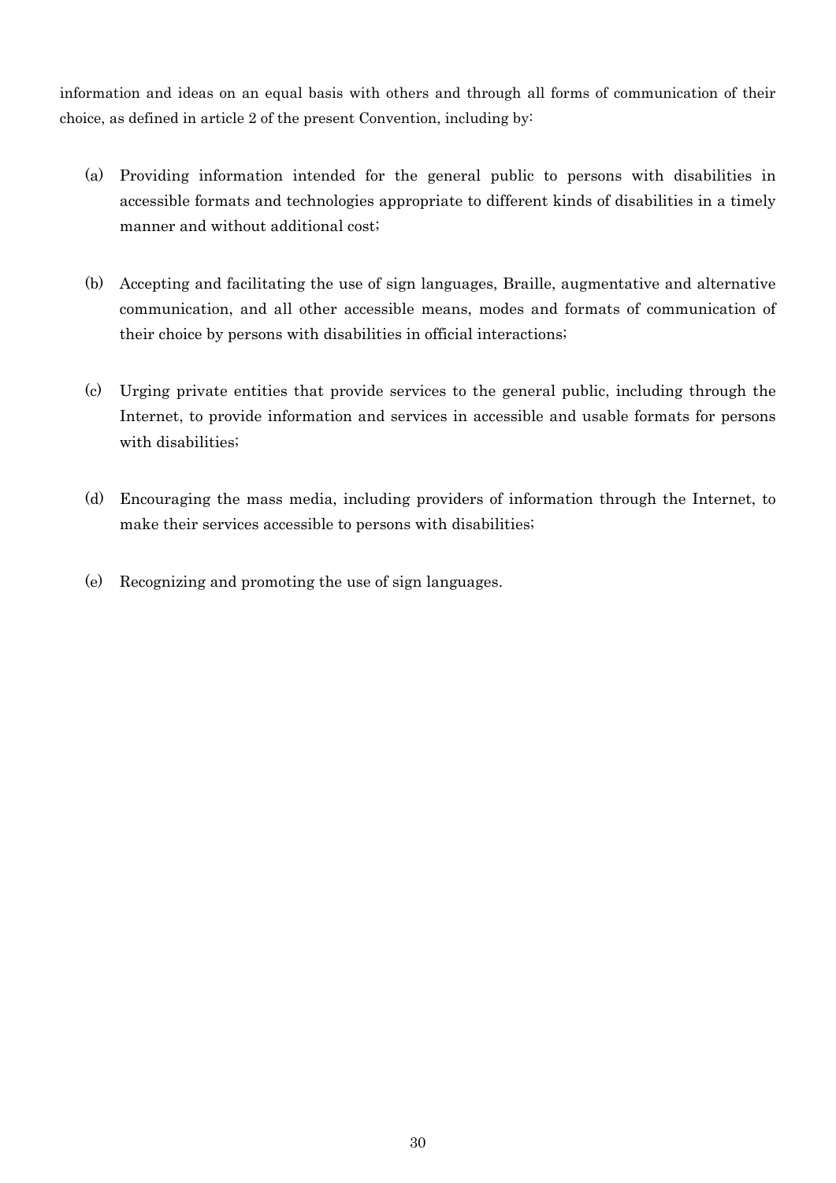information and ideas on an equal basis with others and through all forms of communication of their choice, as defined in article 2 of the present Convention, including by:

(a) Providing information intended for the general public to persons with disabilities in accessible formats and technologies appropriate to different kinds of disabilities in a timely manner and without additional cost;

(b) Accepting and facilitating the use of sign languages, Braille, augmentative and alternative communication, and all other accessible means, modes and formats of communication of their choice by persons with disabilities in official interactions;

(c) Urging private entities that provide services to the general public, including through the Internet, to provide information and services in accessible and usable formats for persons with disabilities;

(d) Encouraging the mass media, including providers of information through the Internet, to make their services accessible to persons with disabilities;

(e) Recognizing and promoting the use of sign languages.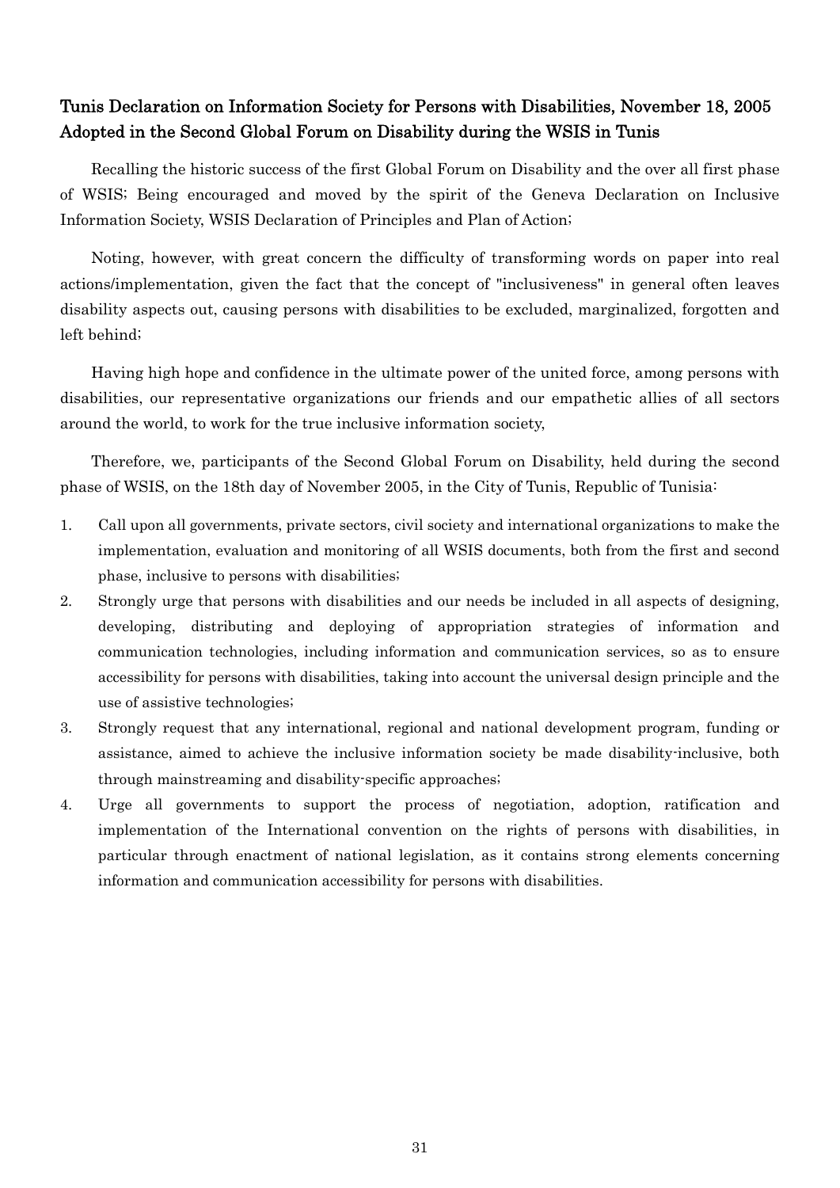## Tunis Declaration on Information Society for Persons with Disabilities, November 18, 2005 Adopted in the Second Global Forum on Disability during the WSIS in Tunis

Recalling the historic success of the first Global Forum on Disability and the over all first phase of WSIS; Being encouraged and moved by the spirit of the Geneva Declaration on Inclusive Information Society, WSIS Declaration of Principles and Plan of Action;

Noting, however, with great concern the difficulty of transforming words on paper into real actions/implementation, given the fact that the concept of "inclusiveness" in general often leaves disability aspects out, causing persons with disabilities to be excluded, marginalized, forgotten and left behind;

Having high hope and confidence in the ultimate power of the united force, among persons with disabilities, our representative organizations our friends and our empathetic allies of all sectors around the world, to work for the true inclusive information society,

Therefore, we, participants of the Second Global Forum on Disability, held during the second phase of WSIS, on the 18th day of November 2005, in the City of Tunis, Republic of Tunisia:

1. Call upon all governments, private sectors, civil society and international organizations to make the implementation, evaluation and monitoring of all WSIS documents, both from the first and second phase, inclusive to persons with disabilities;
2. Strongly urge that persons with disabilities and our needs be included in all aspects of designing, developing, distributing and deploying of appropriation strategies of information and communication technologies, including information and communication services, so as to ensure accessibility for persons with disabilities, taking into account the universal design principle and the use of assistive technologies;
3. Strongly request that any international, regional and national development program, funding or assistance, aimed to achieve the inclusive information society be made disability-inclusive, both through mainstreaming and disability-specific approaches;
4. Urge all governments to support the process of negotiation, adoption, ratification and implementation of the International convention on the rights of persons with disabilities, in particular through enactment of national legislation, as it contains strong elements concerning information and communication accessibility for persons with disabilities.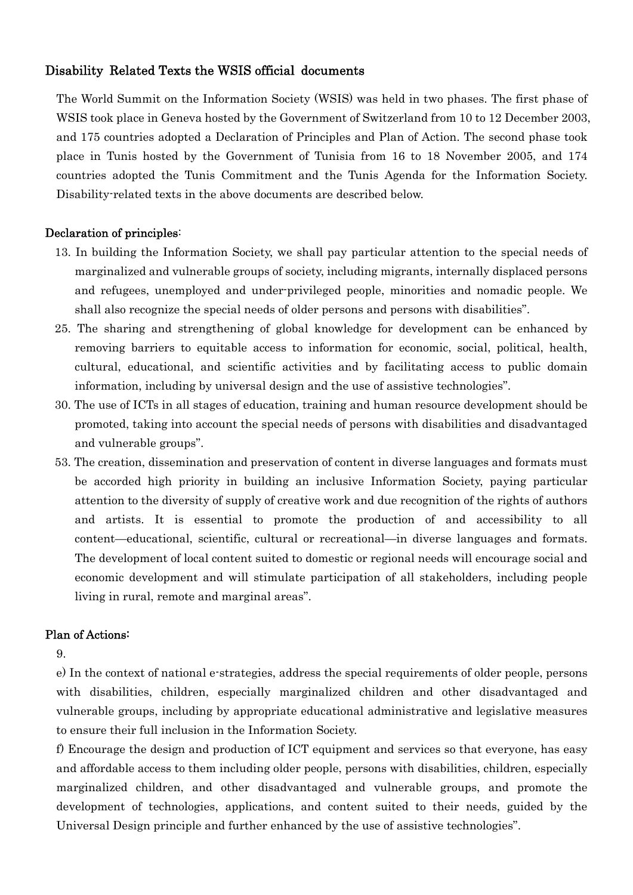## Disability Related Texts the WSIS official documents

The World Summit on the Information Society (WSIS) was held in two phases. The first phase of WSIS took place in Geneva hosted by the Government of Switzerland from 10 to 12 December 2003, and 175 countries adopted a Declaration of Principles and Plan of Action. The second phase took place in Tunis hosted by the Government of Tunisia from 16 to 18 November 2005, and 174 countries adopted the Tunis Commitment and the Tunis Agenda for the Information Society. Disability-related texts in the above documents are described below.

### Declaration of principles:

13. In building the Information Society, we shall pay particular attention to the special needs of marginalized and vulnerable groups of society, including migrants, internally displaced persons and refugees, unemployed and under-privileged people, minorities and nomadic people. We shall also recognize the special needs of older persons and persons with disabilities".
25. The sharing and strengthening of global knowledge for development can be enhanced by removing barriers to equitable access to information for economic, social, political, health, cultural, educational, and scientific activities and by facilitating access to public domain information, including by universal design and the use of assistive technologies".
30. The use of ICTs in all stages of education, training and human resource development should be promoted, taking into account the special needs of persons with disabilities and disadvantaged and vulnerable groups".
53. The creation, dissemination and preservation of content in diverse languages and formats must be accorded high priority in building an inclusive Information Society, paying particular attention to the diversity of supply of creative work and due recognition of the rights of authors and artists. It is essential to promote the production of and accessibility to all content—educational, scientific, cultural or recreational—in diverse languages and formats. The development of local content suited to domestic or regional needs will encourage social and economic development and will stimulate participation of all stakeholders, including people living in rural, remote and marginal areas".

### Plan of Actions:

9.

e) In the context of national e-strategies, address the special requirements of older people, persons with disabilities, children, especially marginalized children and other disadvantaged and vulnerable groups, including by appropriate educational administrative and legislative measures to ensure their full inclusion in the Information Society.

f) Encourage the design and production of ICT equipment and services so that everyone, has easy and affordable access to them including older people, persons with disabilities, children, especially marginalized children, and other disadvantaged and vulnerable groups, and promote the development of technologies, applications, and content suited to their needs, guided by the Universal Design principle and further enhanced by the use of assistive technologies".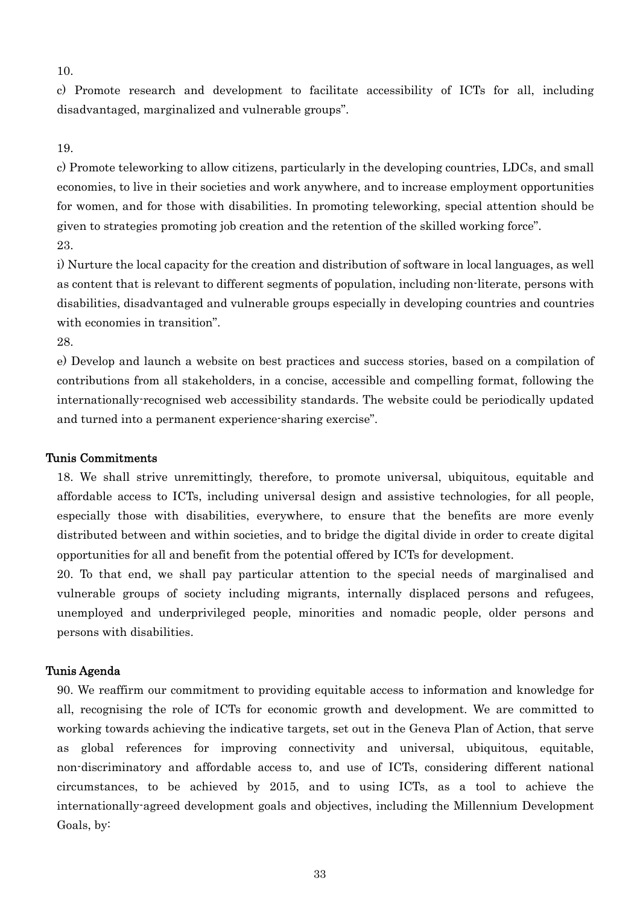10.

c) Promote research and development to facilitate accessibility of ICTs for all, including disadvantaged, marginalized and vulnerable groups".

19.

c) Promote teleworking to allow citizens, particularly in the developing countries, LDCs, and small economies, to live in their societies and work anywhere, and to increase employment opportunities for women, and for those with disabilities. In promoting teleworking, special attention should be given to strategies promoting job creation and the retention of the skilled working force".

23.

i) Nurture the local capacity for the creation and distribution of software in local languages, as well as content that is relevant to different segments of population, including non-literate, persons with disabilities, disadvantaged and vulnerable groups especially in developing countries and countries with economies in transition".

28.

e) Develop and launch a website on best practices and success stories, based on a compilation of contributions from all stakeholders, in a concise, accessible and compelling format, following the internationally-recognised web accessibility standards. The website could be periodically updated and turned into a permanent experience-sharing exercise".

### Tunis Commitments

18. We shall strive unremittingly, therefore, to promote universal, ubiquitous, equitable and affordable access to ICTs, including universal design and assistive technologies, for all people, especially those with disabilities, everywhere, to ensure that the benefits are more evenly distributed between and within societies, and to bridge the digital divide in order to create digital opportunities for all and benefit from the potential offered by ICTs for development.

20. To that end, we shall pay particular attention to the special needs of marginalised and vulnerable groups of society including migrants, internally displaced persons and refugees, unemployed and underprivileged people, minorities and nomadic people, older persons and persons with disabilities.

### Tunis Agenda

90. We reaffirm our commitment to providing equitable access to information and knowledge for all, recognising the role of ICTs for economic growth and development. We are committed to working towards achieving the indicative targets, set out in the Geneva Plan of Action, that serve as global references for improving connectivity and universal, ubiquitous, equitable, non-discriminatory and affordable access to, and use of ICTs, considering different national circumstances, to be achieved by 2015, and to using ICTs, as a tool to achieve the internationally-agreed development goals and objectives, including the Millennium Development Goals, by: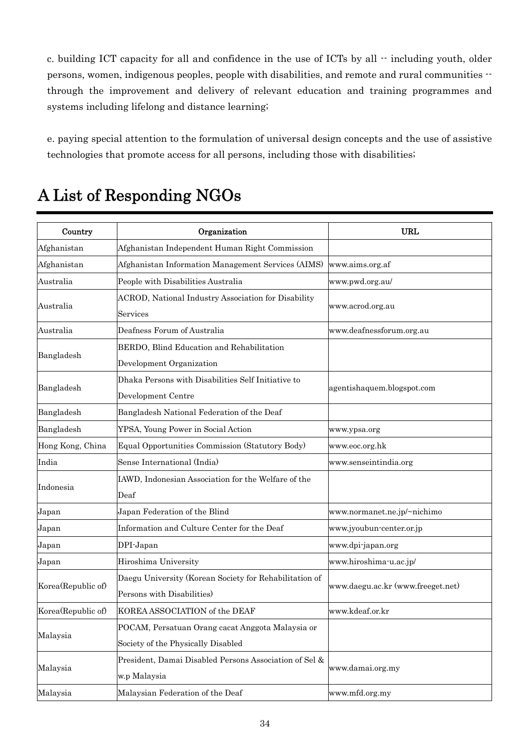c. building ICT capacity for all and confidence in the use of ICTs by all -- including youth, older persons, women, indigenous peoples, people with disabilities, and remote and rural communities -- through the improvement and delivery of relevant education and training programmes and systems including lifelong and distance learning;

e. paying special attention to the formulation of universal design concepts and the use of assistive technologies that promote access for all persons, including those with disabilities;

# A List of Responding NGOs

| Country | Organization | URL |
|---|---|---|
| Afghanistan | Afghanistan Independent Human Right Commission | |
| Afghanistan | Afghanistan Information Management Services (AIMS) | www.aims.org.af |
| Australia | People with Disabilities Australia | www.pwd.org.au/ |
| Australia | ACROD, National Industry Association for Disability Services | www.acrod.org.au |
| Australia | Deafness Forum of Australia | www.deafnessforum.org.au |
| Bangladesh | BERDO, Blind Education and Rehabilitation Development Organization | |
| Bangladesh | Dhaka Persons with Disabilities Self Initiative to Development Centre | agentishaquem.blogspot.com |
| Bangladesh | Bangladesh National Federation of the Deaf | |
| Bangladesh | YPSA, Young Power in Social Action | www.ypsa.org |
| Hong Kong, China | Equal Opportunities Commission (Statutory Body) | www.eoc.org.hk |
| India | Sense International (India) | www.senseintindia.org |
| Indonesia | IAWD, Indonesian Association for the Welfare of the Deaf | |
| Japan | Japan Federation of the Blind | www.normanet.ne.jp/~nichimo |
| Japan | Information and Culture Center for the Deaf | www.jyoubun-center.or.jp |
| Japan | DPI-Japan | www.dpi-japan.org |
| Japan | Hiroshima University | www.hiroshima-u.ac.jp/ |
| Korea(Republic of) | Daegu University (Korean Society for Rehabilitation of Persons with Disabilities) | www.daegu.ac.kr (www.freeget.net) |
| Korea(Republic of) | KOREA ASSOCIATION of the DEAF | www.kdeaf.or.kr |
| Malaysia | POCAM, Persatuan Orang cacat Anggota Malaysia or Society of the Physically Disabled | |
| Malaysia | President, Damai Disabled Persons Association of Sel & w.p Malaysia | www.damai.org.my |
| Malaysia | Malaysian Federation of the Deaf | www.mfd.org.my |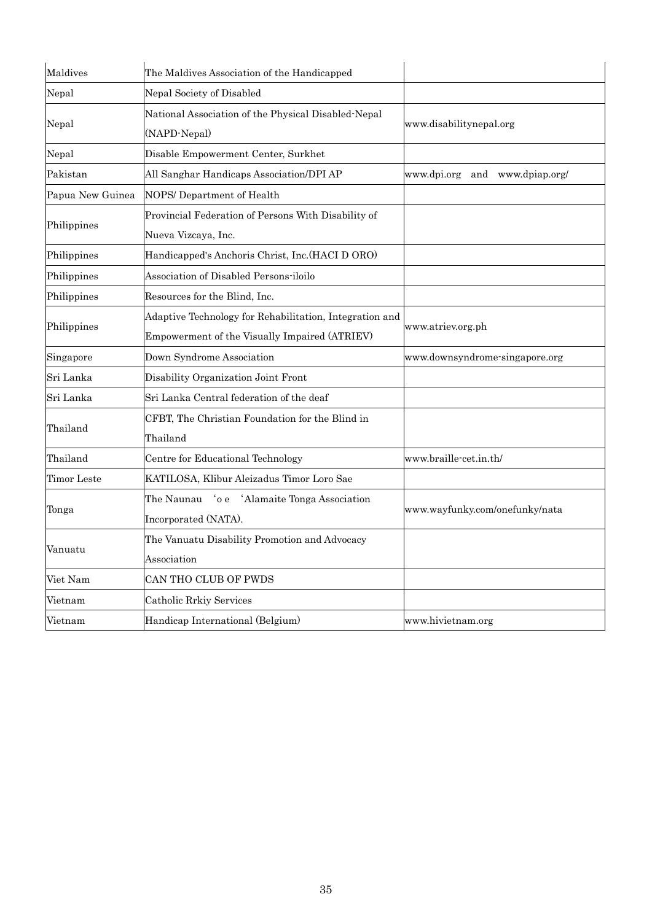| Maldives | The Maldives Association of the Handicapped | |
|---|---|---|
| Nepal | Nepal Society of Disabled | |
| Nepal | National Association of the Physical Disabled-Nepal (NAPD-Nepal) | www.disabilitynepal.org |
| Nepal | Disable Empowerment Center, Surkhet | |
| Pakistan | All Sanghar Handicaps Association/DPI AP | www.dpi.org and www.dpiap.org/ |
| Papua New Guinea | NOPS/ Department of Health | |
| Philippines | Provincial Federation of Persons With Disability of Nueva Vizcaya, Inc. | |
| Philippines | Handicapped's Anchoris Christ, Inc.(HACI D ORO) | |
| Philippines | Association of Disabled Persons-iloilo | |
| Philippines | Resources for the Blind, Inc. | |
| Philippines | Adaptive Technology for Rehabilitation, Integration and Empowerment of the Visually Impaired (ATRIEV) | www.atriev.org.ph |
| Singapore | Down Syndrome Association | www.downsyndrome-singapore.org |
| Sri Lanka | Disability Organization Joint Front | |
| Sri Lanka | Sri Lanka Central federation of the deaf | |
| Thailand | CFBT, The Christian Foundation for the Blind in Thailand | |
| Thailand | Centre for Educational Technology | www.braille-cet.in.th/ |
| Timor Leste | KATILOSA, Klibur Aleizadus Timor Loro Sae | |
| Tonga | The Naunau ʻo e ʻAlamaite Tonga Association Incorporated (NATA). | www.wayfunky.com/onefunky/nata |
| Vanuatu | The Vanuatu Disability Promotion and Advocacy Association | |
| Viet Nam | CAN THO CLUB OF PWDS | |
| Vietnam | Catholic Rrkiy Services | |
| Vietnam | Handicap International (Belgium) | www.hivietnam.org |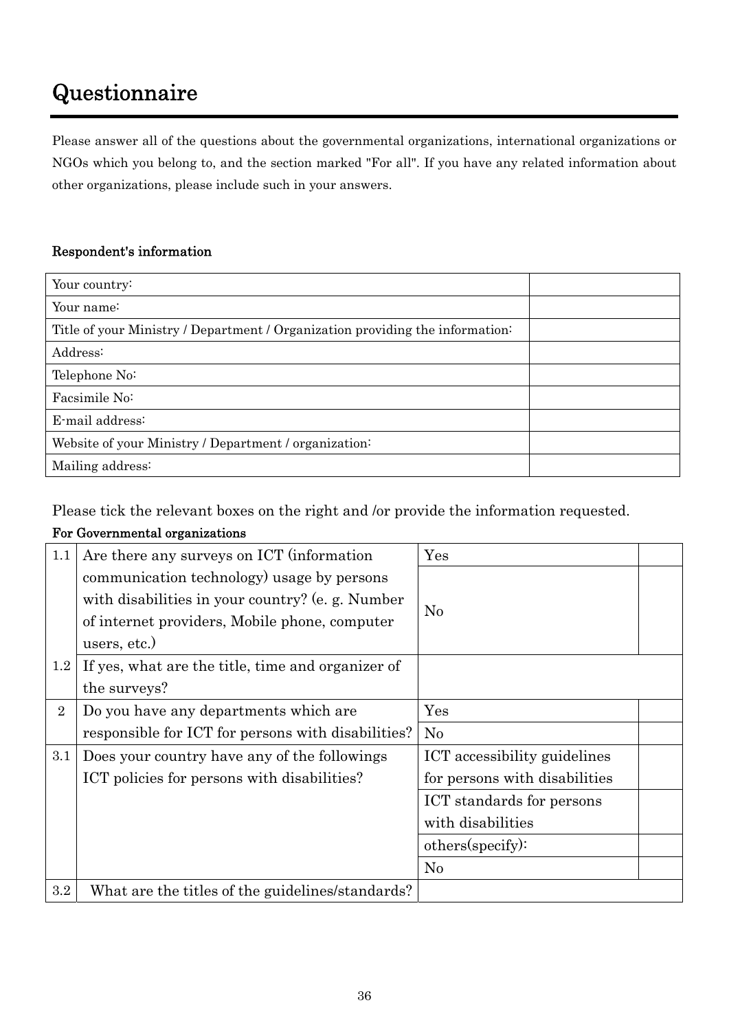# Questionnaire

Please answer all of the questions about the governmental organizations, international organizations or NGOs which you belong to, and the section marked "For all". If you have any related information about other organizations, please include such in your answers.

**Respondent's information**

| | |
|---|---|
| Your country: | |
| Your name: | |
| Title of your Ministry / Department / Organization providing the information: | |
| Address: | |
| Telephone No: | |
| Facsimile No: | |
| E-mail address: | |
| Website of your Ministry / Department / organization: | |
| Mailing address: | |

Please tick the relevant boxes on the right and /or provide the information requested.

**For Governmental organizations**

| | | | |
|---|---|---|---|
| 1.1 | Are there any surveys on ICT (information communication technology) usage by persons with disabilities in your country? (e. g. Number of internet providers, Mobile phone, computer users, etc.) | Yes | |
| | | No | |
| 1.2 | If yes, what are the title, time and organizer of the surveys? | | |
| 2 | Do you have any departments which are responsible for ICT for persons with disabilities? | Yes | |
| | | No | |
| 3.1 | Does your country have any of the followings ICT policies for persons with disabilities? | ICT accessibility guidelines for persons with disabilities | |
| | | ICT standards for persons with disabilities | |
| | | others(specify): | |
| | | No | |
| 3.2 | What are the titles of the guidelines/standards? | | |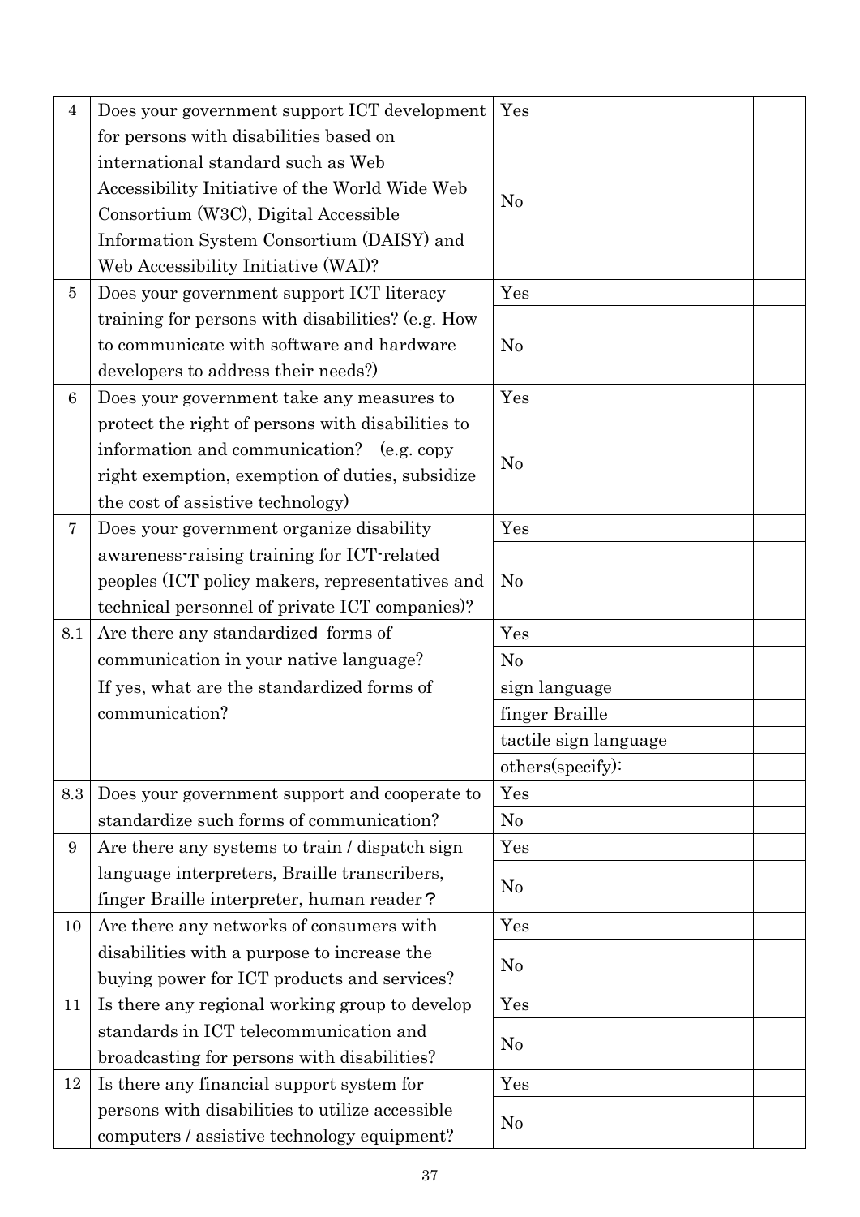| | | | |
|---|---|---|---|
| 4 | Does your government support ICT development for persons with disabilities based on international standard such as Web Accessibility Initiative of the World Wide Web Consortium (W3C), Digital Accessible Information System Consortium (DAISY) and Web Accessibility Initiative (WAI)? | Yes | |
| | | No | |
| 5 | Does your government support ICT literacy training for persons with disabilities? (e.g. How to communicate with software and hardware developers to address their needs?) | Yes | |
| | | No | |
| 6 | Does your government take any measures to protect the right of persons with disabilities to information and communication? (e.g. copy right exemption, exemption of duties, subsidize the cost of assistive technology) | Yes | |
| | | No | |
| 7 | Does your government organize disability awareness-raising training for ICT-related peoples (ICT policy makers, representatives and technical personnel of private ICT companies)? | Yes | |
| | | No | |
| 8.1 | Are there any standardized forms of communication in your native language? | Yes | |
| | | No | |
| | If yes, what are the standardized forms of communication? | sign language | |
| | | finger Braille | |
| | | tactile sign language | |
| | | others(specify): | |
| 8.3 | Does your government support and cooperate to standardize such forms of communication? | Yes | |
| | | No | |
| 9 | Are there any systems to train / dispatch sign language interpreters, Braille transcribers, finger Braille interpreter, human reader？ | Yes | |
| | | No | |
| 10 | Are there any networks of consumers with disabilities with a purpose to increase the buying power for ICT products and services? | Yes | |
| | | No | |
| 11 | Is there any regional working group to develop standards in ICT telecommunication and broadcasting for persons with disabilities? | Yes | |
| | | No | |
| 12 | Is there any financial support system for persons with disabilities to utilize accessible computers / assistive technology equipment? | Yes | |
| | | No | |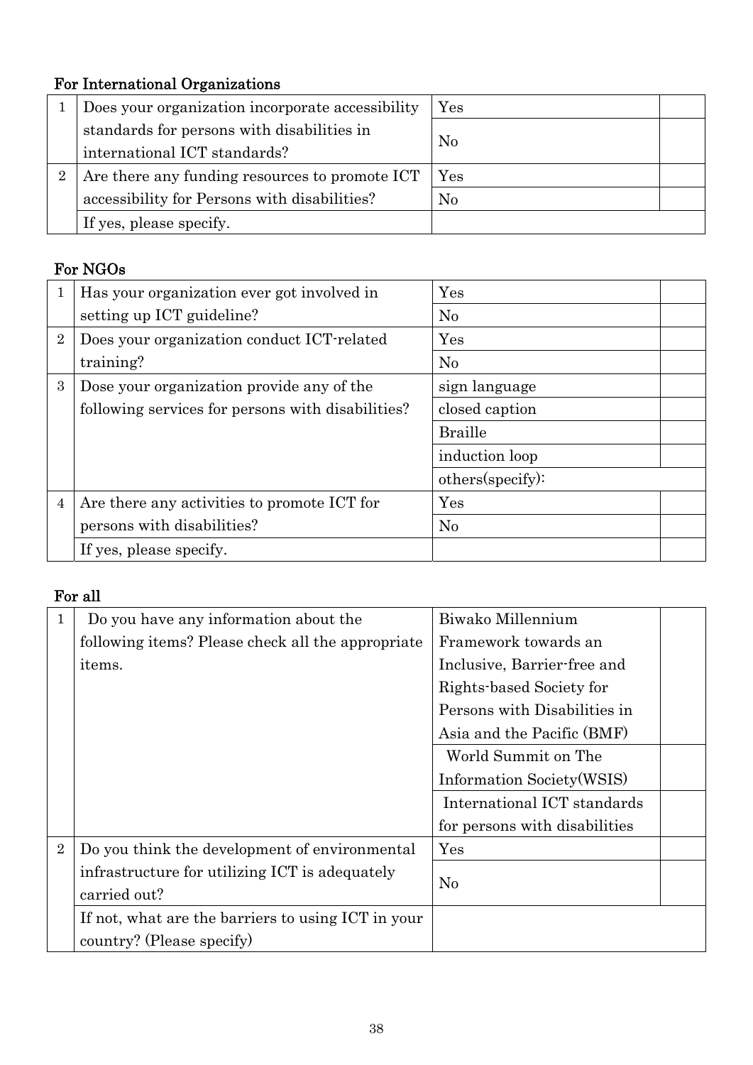**For International Organizations**

| | | | |
|---|---|---|---|
| 1 | Does your organization incorporate accessibility standards for persons with disabilities in international ICT standards? | Yes | |
| | | No | |
| 2 | Are there any funding resources to promote ICT accessibility for Persons with disabilities? | Yes | |
| | | No | |
| | If yes, please specify. | | |

**For NGOs**

| | | | |
|---|---|---|---|
| 1 | Has your organization ever got involved in setting up ICT guideline? | Yes | |
| | | No | |
| 2 | Does your organization conduct ICT-related training? | Yes | |
| | | No | |
| 3 | Dose your organization provide any of the following services for persons with disabilities? | sign language | |
| | | closed caption | |
| | | Braille | |
| | | induction loop | |
| | | others(specify): | |
| 4 | Are there any activities to promote ICT for persons with disabilities? | Yes | |
| | | No | |
| | If yes, please specify. | | |

**For all**

| | | | |
|---|---|---|---|
| 1 | Do you have any information about the following items? Please check all the appropriate items. | Biwako Millennium Framework towards an Inclusive, Barrier-free and Rights-based Society for Persons with Disabilities in Asia and the Pacific (BMF) | |
| | | World Summit on The Information Society(WSIS) | |
| | | International ICT standards for persons with disabilities | |
| 2 | Do you think the development of environmental infrastructure for utilizing ICT is adequately carried out? | Yes | |
| | | No | |
| | If not, what are the barriers to using ICT in your country? (Please specify) | | |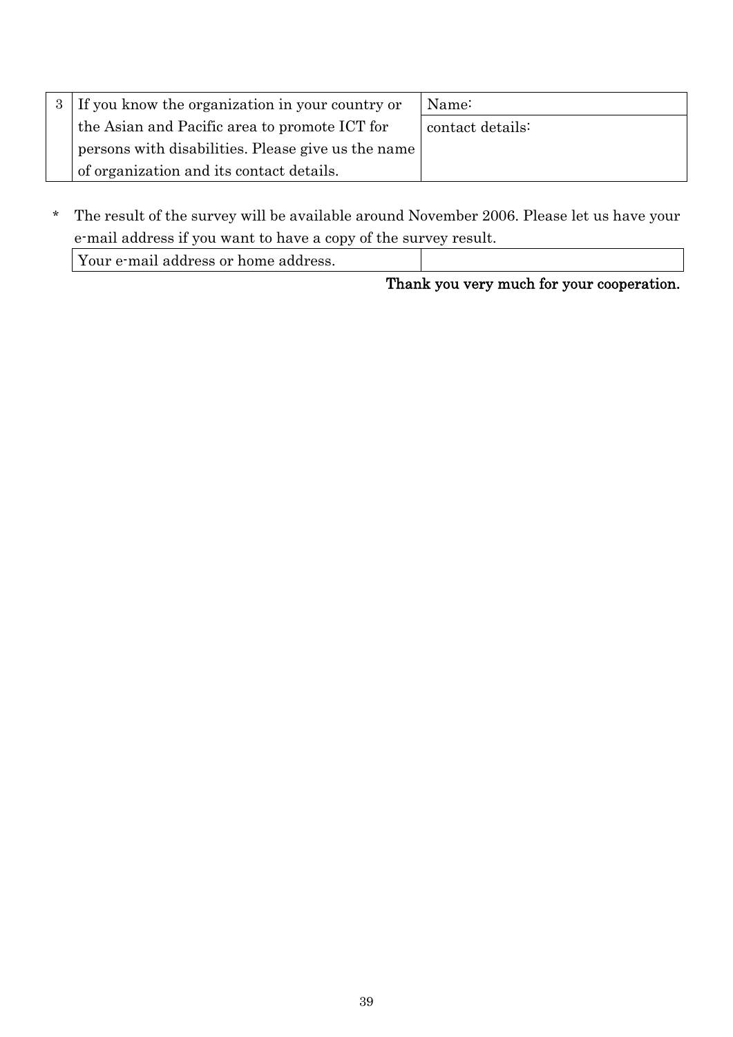| 3 | If you know the organization in your country or the Asian and Pacific area to promote ICT for persons with disabilities. Please give us the name of organization and its contact details. | Name:<br>contact details: |
|---|---|---|

\* The result of the survey will be available around November 2006. Please let us have your e-mail address if you want to have a copy of the survey result.

| Your e-mail address or home address. | |
|---|---|

**Thank you very much for your cooperation.**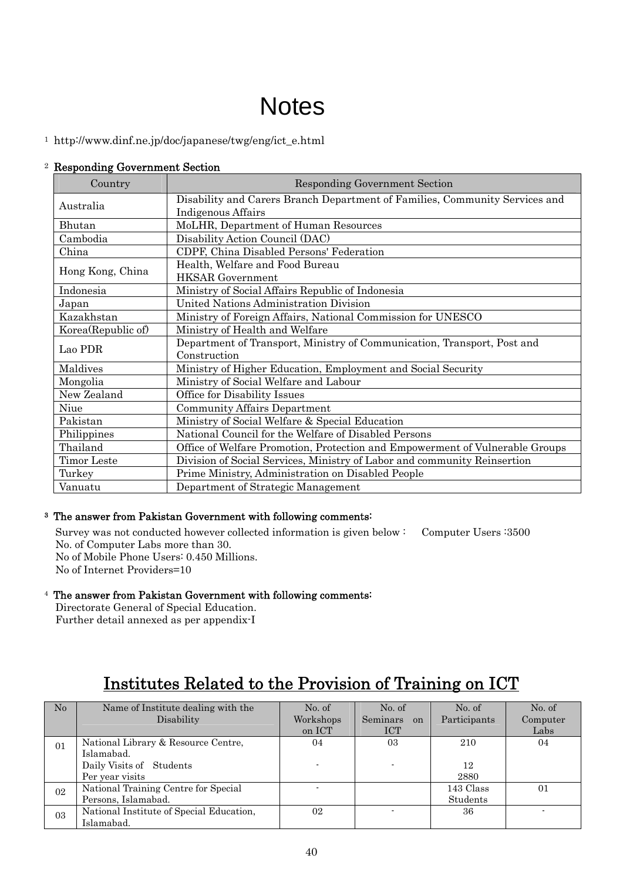# Notes

[1] http://www.dinf.ne.jp/doc/japanese/twg/eng/ict_e.html

[2] **Responding Government Section**

| Country | Responding Government Section |
|---|---|
| Australia | Disability and Carers Branch Department of Families, Community Services and Indigenous Affairs |
| Bhutan | MoLHR, Department of Human Resources |
| Cambodia | Disability Action Council (DAC) |
| China | CDPF, China Disabled Persons' Federation |
| Hong Kong, China | Health, Welfare and Food Bureau HKSAR Government |
| Indonesia | Ministry of Social Affairs Republic of Indonesia |
| Japan | United Nations Administration Division |
| Kazakhstan | Ministry of Foreign Affairs, National Commission for UNESCO |
| Korea(Republic of) | Ministry of Health and Welfare |
| Lao PDR | Department of Transport, Ministry of Communication, Transport, Post and Construction |
| Maldives | Ministry of Higher Education, Employment and Social Security |
| Mongolia | Ministry of Social Welfare and Labour |
| New Zealand | Office for Disability Issues |
| Niue | Community Affairs Department |
| Pakistan | Ministry of Social Welfare & Special Education |
| Philippines | National Council for the Welfare of Disabled Persons |
| Thailand | Office of Welfare Promotion, Protection and Empowerment of Vulnerable Groups |
| Timor Leste | Division of Social Services, Ministry of Labor and community Reinsertion |
| Turkey | Prime Ministry, Administration on Disabled People |
| Vanuatu | Department of Strategic Management |

[3] **The answer from Pakistan Government with following comments:**

Survey was not conducted however collected information is given below : Computer Users :3500
No. of Computer Labs more than 30.
No of Mobile Phone Users: 0.450 Millions.
No of Internet Providers=10

[4] **The answer from Pakistan Government with following comments:**

Directorate General of Special Education.
Further detail annexed as per appendix-I

## Institutes Related to the Provision of Training on ICT

| No | Name of Institute dealing with the Disability | No. of Workshops on ICT | No. of Seminars on ICT | No. of Participants | No. of Computer Labs |
|---|---|---|---|---|---|
| 01 | National Library & Resource Centre, Islamabad. | 04 | 03 | 210 | 04 |
| | Daily Visits of Students | - | - | 12 | |
| | Per year visits | | | 2880 | |
| 02 | National Training Centre for Special Persons, Islamabad. | - | | 143 Class Students | 01 |
| 03 | National Institute of Special Education, Islamabad. | 02 | - | 36 | - |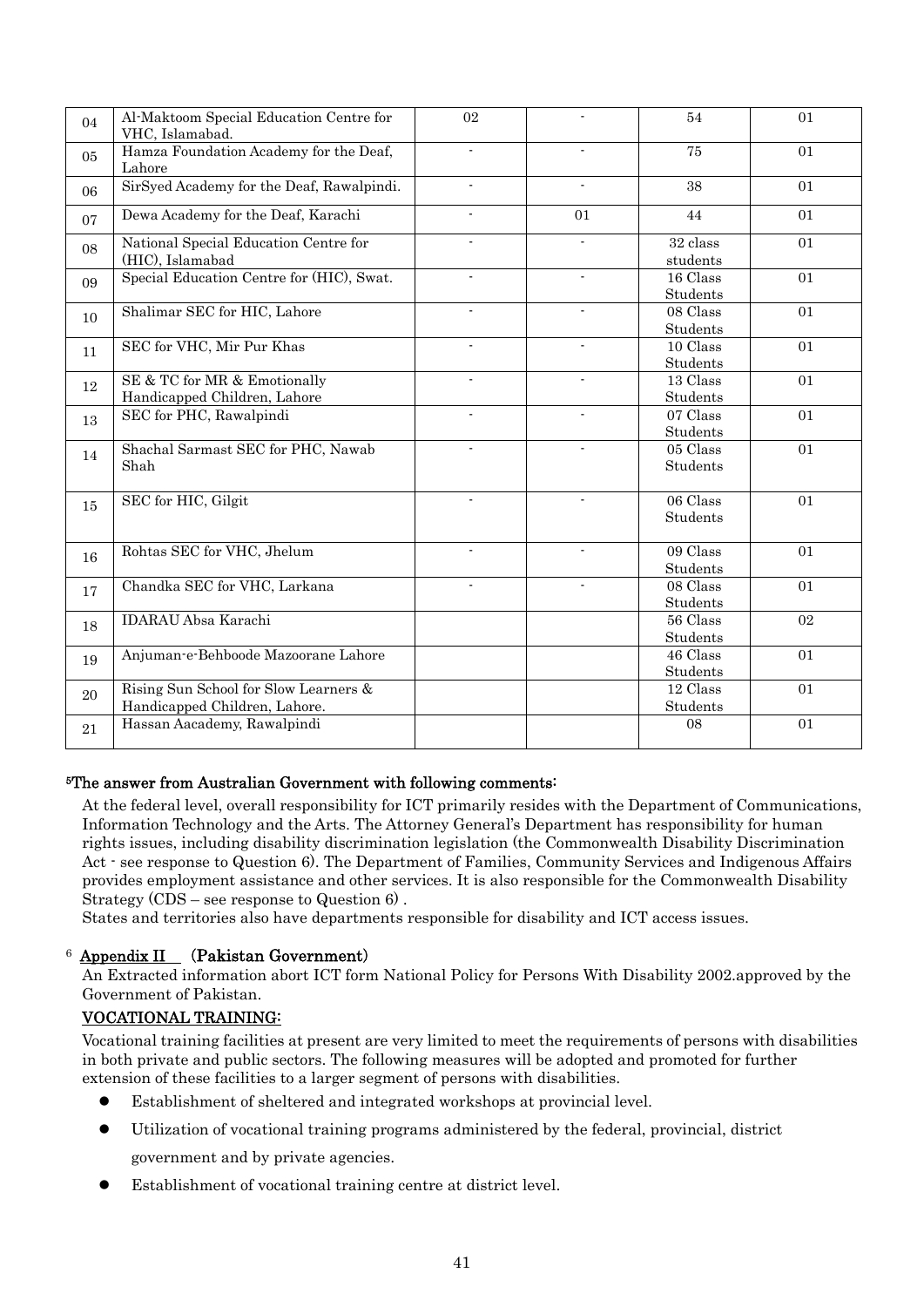| 04 | Al-Maktoom Special Education Centre for VHC, Islamabad. | 02 | - | 54 | 01 |
|---|---|---|---|---|---|
| 05 | Hamza Foundation Academy for the Deaf, Lahore | - | - | 75 | 01 |
| 06 | SirSyed Academy for the Deaf, Rawalpindi. | - | - | 38 | 01 |
| 07 | Dewa Academy for the Deaf, Karachi | - | 01 | 44 | 01 |
| 08 | National Special Education Centre for (HIC), Islamabad | - | - | 32 class students | 01 |
| 09 | Special Education Centre for (HIC), Swat. | - | - | 16 Class Students | 01 |
| 10 | Shalimar SEC for HIC, Lahore | - | - | 08 Class Students | 01 |
| 11 | SEC for VHC, Mir Pur Khas | - | - | 10 Class Students | 01 |
| 12 | SE & TC for MR & Emotionally Handicapped Children, Lahore | - | - | 13 Class Students | 01 |
| 13 | SEC for PHC, Rawalpindi | - | - | 07 Class Students | 01 |
| 14 | Shachal Sarmast SEC for PHC, Nawab Shah | - | - | 05 Class Students | 01 |
| 15 | SEC for HIC, Gilgit | - | - | 06 Class Students | 01 |
| 16 | Rohtas SEC for VHC, Jhelum | - | - | 09 Class Students | 01 |
| 17 | Chandka SEC for VHC, Larkana | - | - | 08 Class Students | 01 |
| 18 | IDARAU Absa Karachi | | | 56 Class Students | 02 |
| 19 | Anjuman-e-Behboode Mazoorane Lahore | | | 46 Class Students | 01 |
| 20 | Rising Sun School for Slow Learners & Handicapped Children, Lahore. | | | 12 Class Students | 01 |
| 21 | Hassan Aacademy, Rawalpindi | | | 08 | 01 |

[5]**The answer from Australian Government with following comments:**

At the federal level, overall responsibility for ICT primarily resides with the Department of Communications, Information Technology and the Arts. The Attorney General's Department has responsibility for human rights issues, including disability discrimination legislation (the Commonwealth Disability Discrimination Act - see response to Question 6). The Department of Families, Community Services and Indigenous Affairs provides employment assistance and other services. It is also responsible for the Commonwealth Disability Strategy (CDS – see response to Question 6) .

States and territories also have departments responsible for disability and ICT access issues.

[6] **Appendix II (Pakistan Government)**

An Extracted information abort ICT form National Policy for Persons With Disability 2002.approved by the Government of Pakistan.

**VOCATIONAL TRAINING:**

Vocational training facilities at present are very limited to meet the requirements of persons with disabilities in both private and public sectors. The following measures will be adopted and promoted for further extension of these facilities to a larger segment of persons with disabilities.

- Establishment of sheltered and integrated workshops at provincial level.
- Utilization of vocational training programs administered by the federal, provincial, district government and by private agencies.
- Establishment of vocational training centre at district level.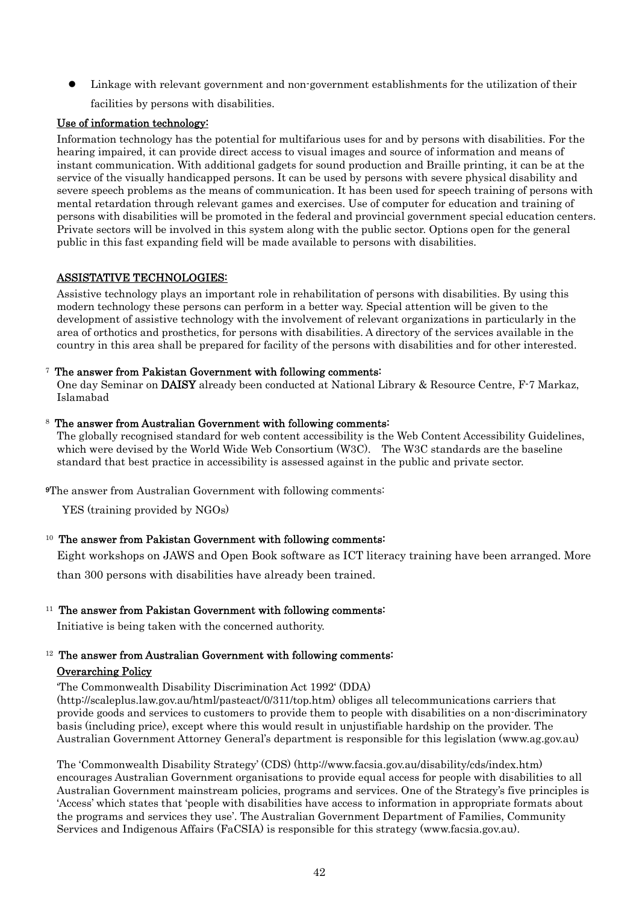- Linkage with relevant government and non-government establishments for the utilization of their facilities by persons with disabilities.

<u>Use of information technology:</u>

Information technology has the potential for multifarious uses for and by persons with disabilities. For the hearing impaired, it can provide direct access to visual images and source of information and means of instant communication. With additional gadgets for sound production and Braille printing, it can be at the service of the visually handicapped persons. It can be used by persons with severe physical disability and severe speech problems as the means of communication. It has been used for speech training of persons with mental retardation through relevant games and exercises. Use of computer for education and training of persons with disabilities will be promoted in the federal and provincial government special education centers. Private sectors will be involved in this system along with the public sector. Options open for the general public in this fast expanding field will be made available to persons with disabilities.

<u>ASSISTATIVE TECHNOLOGIES:</u>

Assistive technology plays an important role in rehabilitation of persons with disabilities. By using this modern technology these persons can perform in a better way. Special attention will be given to the development of assistive technology with the involvement of relevant organizations in particularly in the area of orthotics and prosthetics, for persons with disabilities. A directory of the services available in the country in this area shall be prepared for facility of the persons with disabilities and for other interested.

[7] **The answer from Pakistan Government with following comments:**

One day Seminar on **DAISY** already been conducted at National Library & Resource Centre, F-7 Markaz, Islamabad

[8] **The answer from Australian Government with following comments:**

The globally recognised standard for web content accessibility is the Web Content Accessibility Guidelines, which were devised by the World Wide Web Consortium (W3C). The W3C standards are the baseline standard that best practice in accessibility is assessed against in the public and private sector.

[9]The answer from Australian Government with following comments:

YES (training provided by NGOs)

[10] **The answer from Pakistan Government with following comments:**

Eight workshops on JAWS and Open Book software as ICT literacy training have been arranged. More than 300 persons with disabilities have already been trained.

[11] **The answer from Pakistan Government with following comments:**

Initiative is being taken with the concerned authority.

[12] **The answer from Australian Government with following comments:**

<u>Overarching Policy</u>

'The Commonwealth Disability Discrimination Act 1992' (DDA) (http://scaleplus.law.gov.au/html/pasteact/0/311/top.htm) obliges all telecommunications carriers that provide goods and services to customers to provide them to people with disabilities on a non-discriminatory basis (including price), except where this would result in unjustifiable hardship on the provider. The Australian Government Attorney General's department is responsible for this legislation (www.ag.gov.au)

The 'Commonwealth Disability Strategy' (CDS) (http://www.facsia.gov.au/disability/cds/index.htm) encourages Australian Government organisations to provide equal access for people with disabilities to all Australian Government mainstream policies, programs and services. One of the Strategy's five principles is 'Access' which states that 'people with disabilities have access to information in appropriate formats about the programs and services they use'. The Australian Government Department of Families, Community Services and Indigenous Affairs (FaCSIA) is responsible for this strategy (www.facsia.gov.au).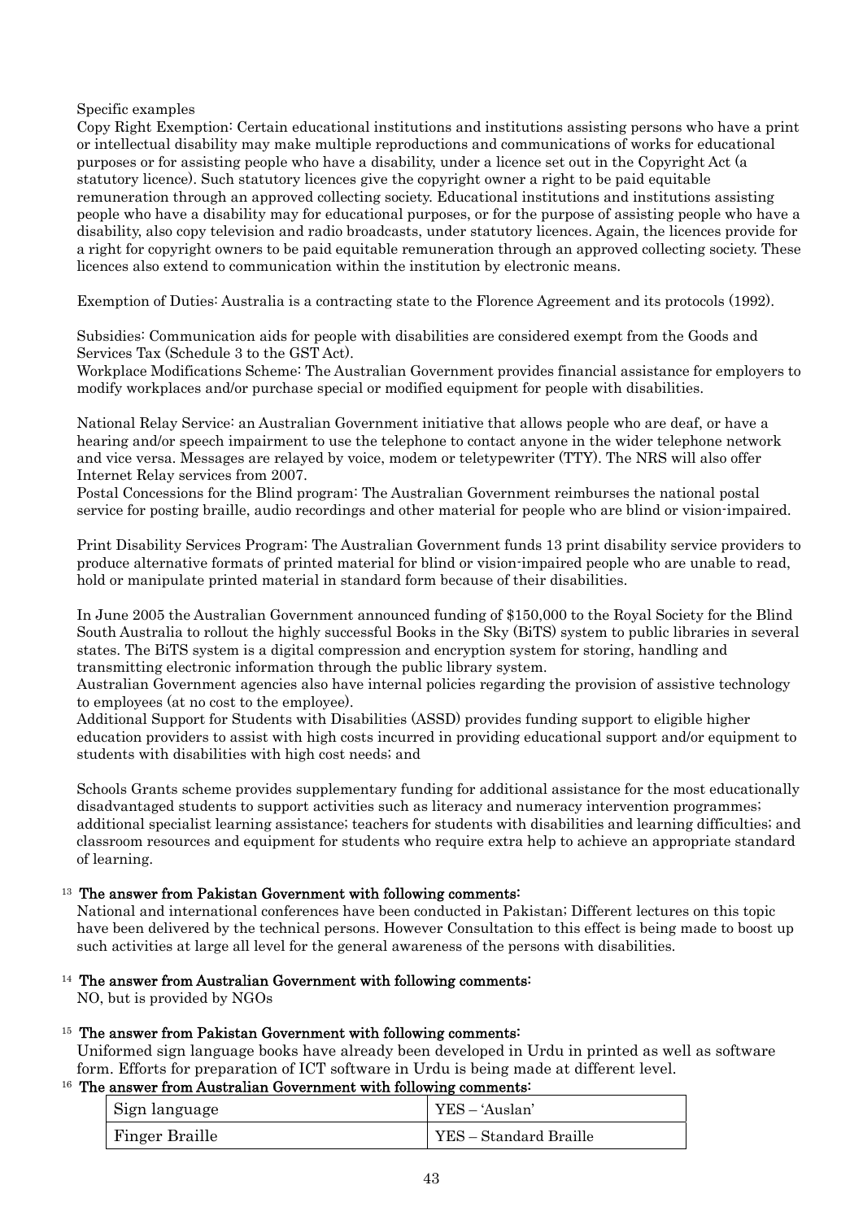Specific examples

Copy Right Exemption: Certain educational institutions and institutions assisting persons who have a print or intellectual disability may make multiple reproductions and communications of works for educational purposes or for assisting people who have a disability, under a licence set out in the Copyright Act (a statutory licence). Such statutory licences give the copyright owner a right to be paid equitable remuneration through an approved collecting society. Educational institutions and institutions assisting people who have a disability may for educational purposes, or for the purpose of assisting people who have a disability, also copy television and radio broadcasts, under statutory licences. Again, the licences provide for a right for copyright owners to be paid equitable remuneration through an approved collecting society. These licences also extend to communication within the institution by electronic means.

Exemption of Duties: Australia is a contracting state to the Florence Agreement and its protocols (1992).

Subsidies: Communication aids for people with disabilities are considered exempt from the Goods and Services Tax (Schedule 3 to the GST Act).

Workplace Modifications Scheme: The Australian Government provides financial assistance for employers to modify workplaces and/or purchase special or modified equipment for people with disabilities.

National Relay Service: an Australian Government initiative that allows people who are deaf, or have a hearing and/or speech impairment to use the telephone to contact anyone in the wider telephone network and vice versa. Messages are relayed by voice, modem or teletypewriter (TTY). The NRS will also offer Internet Relay services from 2007.

Postal Concessions for the Blind program: The Australian Government reimburses the national postal service for posting braille, audio recordings and other material for people who are blind or vision-impaired.

Print Disability Services Program: The Australian Government funds 13 print disability service providers to produce alternative formats of printed material for blind or vision-impaired people who are unable to read, hold or manipulate printed material in standard form because of their disabilities.

In June 2005 the Australian Government announced funding of $150,000 to the Royal Society for the Blind South Australia to rollout the highly successful Books in the Sky (BiTS) system to public libraries in several states. The BiTS system is a digital compression and encryption system for storing, handling and transmitting electronic information through the public library system.

Australian Government agencies also have internal policies regarding the provision of assistive technology to employees (at no cost to the employee).

Additional Support for Students with Disabilities (ASSD) provides funding support to eligible higher education providers to assist with high costs incurred in providing educational support and/or equipment to students with disabilities with high cost needs; and

Schools Grants scheme provides supplementary funding for additional assistance for the most educationally disadvantaged students to support activities such as literacy and numeracy intervention programmes; additional specialist learning assistance; teachers for students with disabilities and learning difficulties; and classroom resources and equipment for students who require extra help to achieve an appropriate standard of learning.

[13] **The answer from Pakistan Government with following comments:**

National and international conferences have been conducted in Pakistan; Different lectures on this topic have been delivered by the technical persons. However Consultation to this effect is being made to boost up such activities at large all level for the general awareness of the persons with disabilities.

[14] **The answer from Australian Government with following comments:**

NO, but is provided by NGOs

[15] **The answer from Pakistan Government with following comments:**

Uniformed sign language books have already been developed in Urdu in printed as well as software form. Efforts for preparation of ICT software in Urdu is being made at different level.

[16] **The answer from Australian Government with following comments:**

| Sign language | YES – 'Auslan' |
|---|---|
| Finger Braille | YES – Standard Braille |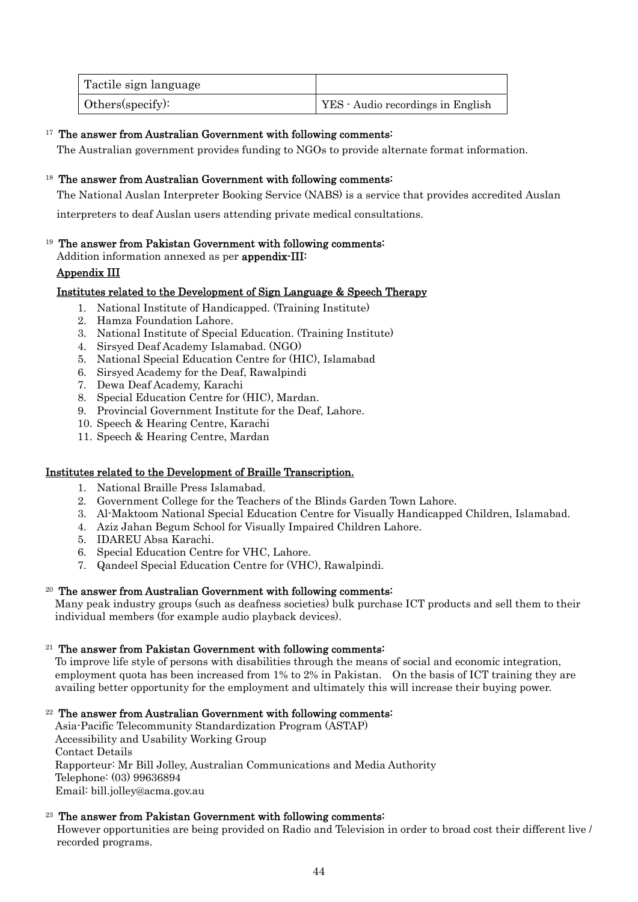| Tactile sign language | |
|---|---|
| Others(specify): | YES - Audio recordings in English |

[17] **The answer from Australian Government with following comments:**

The Australian government provides funding to NGOs to provide alternate format information.

[18] **The answer from Australian Government with following comments:**

The National Auslan Interpreter Booking Service (NABS) is a service that provides accredited Auslan interpreters to deaf Auslan users attending private medical consultations.

[19] **The answer from Pakistan Government with following comments:**

Addition information annexed as per **appendix-III:**

**Appendix III**

**Institutes related to the Development of Sign Language & Speech Therapy**

1. National Institute of Handicapped. (Training Institute)
2. Hamza Foundation Lahore.
3. National Institute of Special Education. (Training Institute)
4. Sirsyed Deaf Academy Islamabad. (NGO)
5. National Special Education Centre for (HIC), Islamabad
6. Sirsyed Academy for the Deaf, Rawalpindi
7. Dewa Deaf Academy, Karachi
8. Special Education Centre for (HIC), Mardan.
9. Provincial Government Institute for the Deaf, Lahore.
10. Speech & Hearing Centre, Karachi
11. Speech & Hearing Centre, Mardan

**Institutes related to the Development of Braille Transcription.**

1. National Braille Press Islamabad.
2. Government College for the Teachers of the Blinds Garden Town Lahore.
3. Al-Maktoom National Special Education Centre for Visually Handicapped Children, Islamabad.
4. Aziz Jahan Begum School for Visually Impaired Children Lahore.
5. IDAREU Absa Karachi.
6. Special Education Centre for VHC, Lahore.
7. Qandeel Special Education Centre for (VHC), Rawalpindi.

[20] **The answer from Australian Government with following comments:**

Many peak industry groups (such as deafness societies) bulk purchase ICT products and sell them to their individual members (for example audio playback devices).

[21] **The answer from Pakistan Government with following comments:**

To improve life style of persons with disabilities through the means of social and economic integration, employment quota has been increased from 1% to 2% in Pakistan. On the basis of ICT training they are availing better opportunity for the employment and ultimately this will increase their buying power.

[22] **The answer from Australian Government with following comments:**

Asia-Pacific Telecommunity Standardization Program (ASTAP)
Accessibility and Usability Working Group
Contact Details
Rapporteur: Mr Bill Jolley, Australian Communications and Media Authority
Telephone: (03) 99636894
Email: bill.jolley@acma.gov.au

[23] **The answer from Pakistan Government with following comments:**

However opportunities are being provided on Radio and Television in order to broad cost their different live / recorded programs.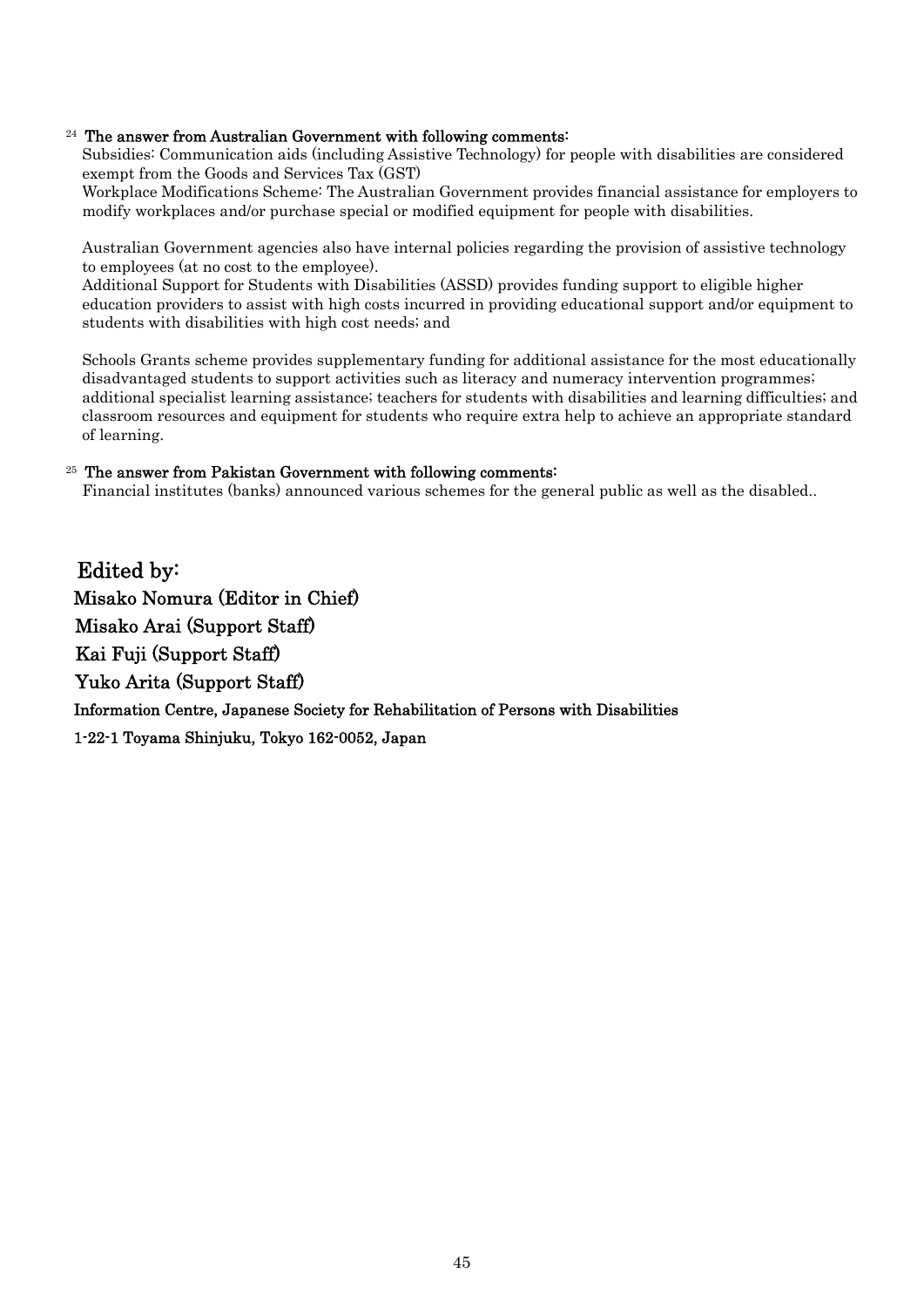[24] **The answer from Australian Government with following comments:**

Subsidies: Communication aids (including Assistive Technology) for people with disabilities are considered exempt from the Goods and Services Tax (GST)

Workplace Modifications Scheme: The Australian Government provides financial assistance for employers to modify workplaces and/or purchase special or modified equipment for people with disabilities.

Australian Government agencies also have internal policies regarding the provision of assistive technology to employees (at no cost to the employee).

Additional Support for Students with Disabilities (ASSD) provides funding support to eligible higher education providers to assist with high costs incurred in providing educational support and/or equipment to students with disabilities with high cost needs; and

Schools Grants scheme provides supplementary funding for additional assistance for the most educationally disadvantaged students to support activities such as literacy and numeracy intervention programmes; additional specialist learning assistance; teachers for students with disabilities and learning difficulties; and classroom resources and equipment for students who require extra help to achieve an appropriate standard of learning.

[25] **The answer from Pakistan Government with following comments:**

Financial institutes (banks) announced various schemes for the general public as well as the disabled..

## Edited by:

**Misako Nomura (Editor in Chief)**

**Misako Arai (Support Staff)**

**Kai Fuji (Support Staff)**

**Yuko Arita (Support Staff)**

**Information Centre, Japanese Society for Rehabilitation of Persons with Disabilities**

**1-22-1 Toyama Shinjuku, Tokyo 162-0052, Japan**